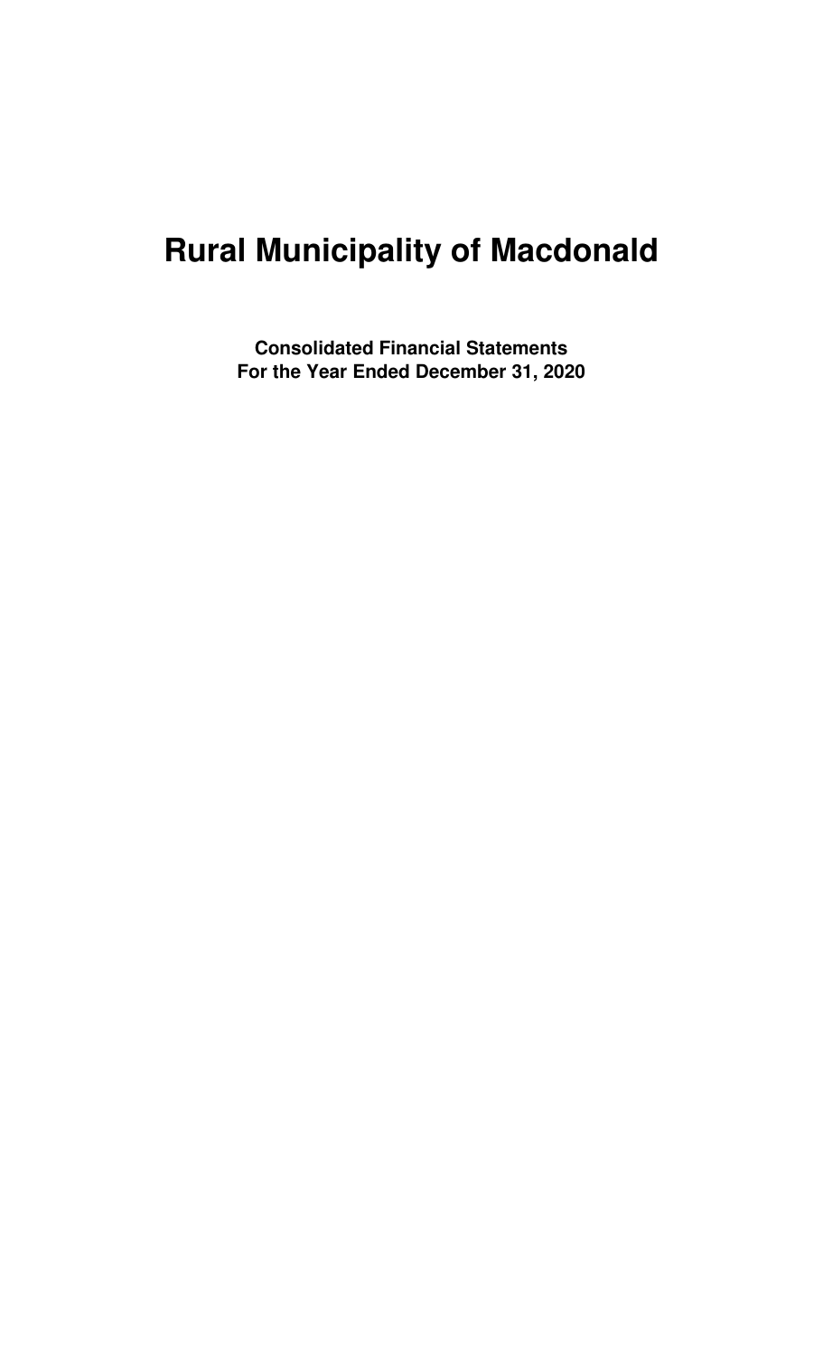# Rural Municipality of Macdonald

**Consolidated Financial Statements**
**For the Year Ended December 31, 2020**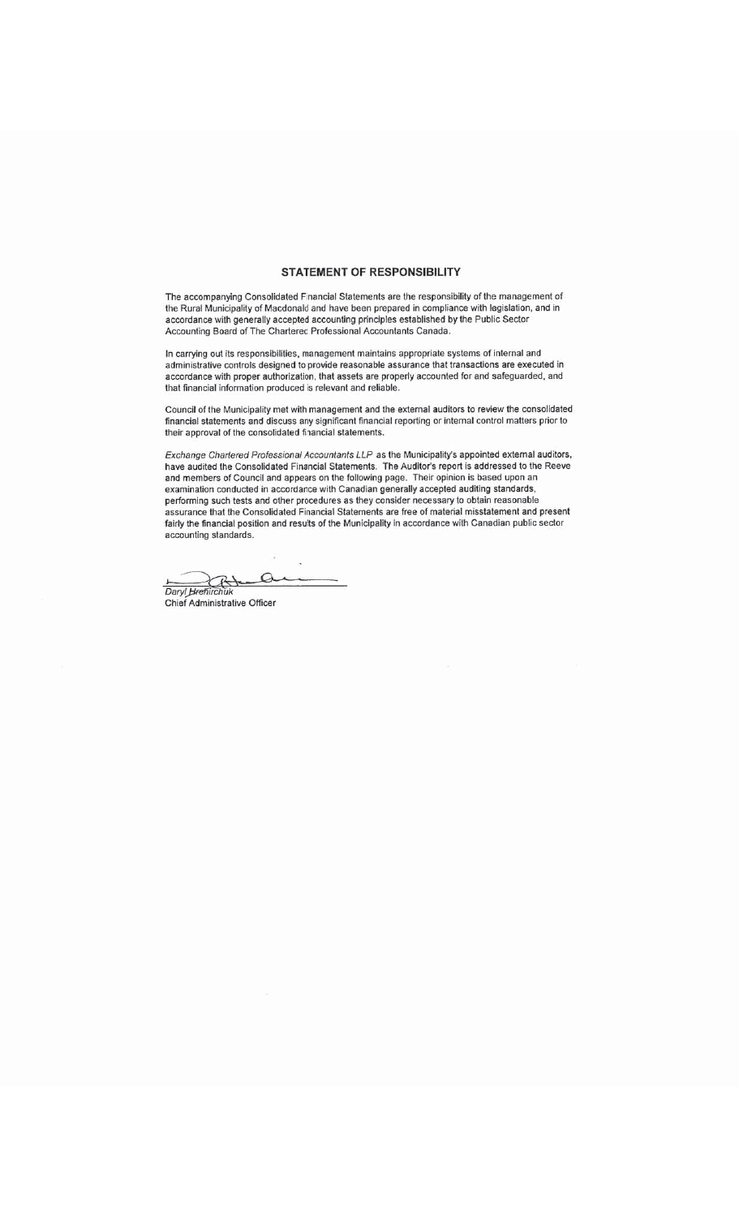## STATEMENT OF RESPONSIBILITY

The accompanying Consolidated Financial Statements are the responsibility of the management of the Rural Municipality of Macdonald and have been prepared in compliance with legislation, and in accordance with generally accepted accounting principles established by the Public Sector Accounting Board of The Chartered Professional Accountants Canada.

In carrying out its responsibilities, management maintains appropriate systems of internal and administrative controls designed to provide reasonable assurance that transactions are executed in accordance with proper authorization, that assets are properly accounted for and safeguarded, and that financial information produced is relevant and reliable.

Council of the Municipality met with management and the external auditors to review the consolidated financial statements and discuss any significant financial reporting or internal control matters prior to their approval of the consolidated financial statements.

*Exchange Chartered Professional Accountants LLP* as the Municipality's appointed external auditors, have audited the Consolidated Financial Statements. The Auditor's report is addressed to the Reeve and members of Council and appears on the following page. Their opinion is based upon an examination conducted in accordance with Canadian generally accepted auditing standards, performing such tests and other procedures as they consider necessary to obtain reasonable assurance that the Consolidated Financial Statements are free of material misstatement and present fairly the financial position and results of the Municipality in accordance with Canadian public sector accounting standards.

*Daryl Hrehirchuk*
Chief Administrative Officer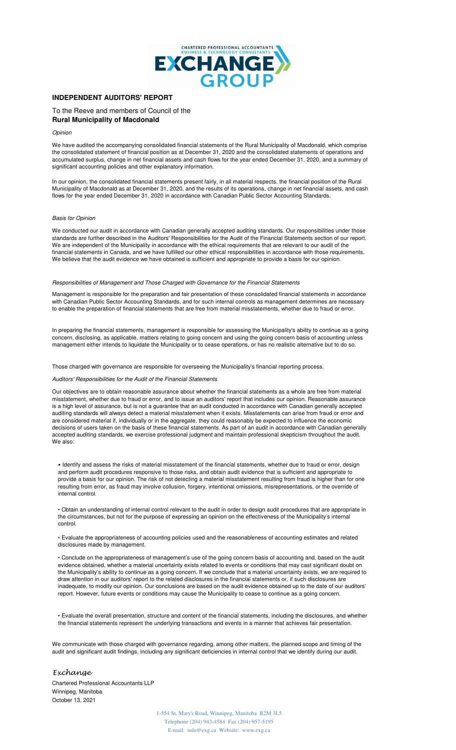CHARTERED PROFESSIONAL ACCOUNTANTS
BUSINESS & TECHNOLOGY CONSULTANTS
EXCHANGE GROUP

## INDEPENDENT AUDITORS' REPORT

To the Reeve and members of Council of the
**Rural Municipality of Macdonald**

*Opinion*

We have audited the accompanying consolidated financial statements of the Rural Municipality of Macdonald, which comprise the consolidated statement of financial position as at December 31, 2020 and the consolidated statements of operations and accumulated surplus, change in net financial assets and cash flows for the year ended December 31, 2020, and a summary of significant accounting policies and other explanatory information.

In our opinion, the consolidated financial statements present fairly, in all material respects, the financial position of the Rural Municipality of Macdonald as at December 31, 2020, and the results of its operations, change in net financial assets, and cash flows for the year ended December 31, 2020 in accordance with Canadian Public Sector Accounting Standards.

*Basis for Opinion*

We conducted our audit in accordance with Canadian generally accepted auditing standards. Our responsibilities under those standards are further described in the Auditors' Responsibilities for the Audit of the Financial Statements section of our report. We are independent of the Municipality in accordance with the ethical requirements that are relevant to our audit of the financial statements in Canada, and we have fulfilled our other ethical responsibilities in accordance with those requirements. We believe that the audit evidence we have obtained is sufficient and appropriate to provide a basis for our opinion.

*Responsibilities of Management and Those Charged with Governance for the Financial Statements*

Management is responsible for the preparation and fair presentation of these consolidated financial statements in accordance with Canadian Public Sector Accounting Standards, and for such internal controls as management determines are necessary to enable the preparation of financial statements that are free from material misstatements, whether due to fraud or error.

In preparing the financial statements, management is responsible for assessing the Municipality's ability to continue as a going concern, disclosing, as applicable, matters relating to going concern and using the going concern basis of accounting unless management either intends to liquidate the Municipality or to cease operations, or has no realistic alternative but to do so.

Those charged with governance are responsible for overseeing the Municipality's financial reporting process.

*Auditors' Responsibilities for the Audit of the Financial Statements*

Our objectives are to obtain reasonable assurance about whether the financial statements as a whole are free from material misstatement, whether due to fraud or error, and to issue an auditors' report that includes our opinion. Reasonable assurance is a high level of assurance, but is not a guarantee that an audit conducted in accordance with Canadian generally accepted auditing standards will always detect a material misstatement when it exists. Misstatements can arise from fraud or error and are considered material if, individually or in the aggregate, they could reasonably be expected to influence the economic decisions of users taken on the basis of these financial statements. As part of an audit in accordance with Canadian generally accepted auditing standards, we exercise professional judgment and maintain professional skepticism throughout the audit. We also:

- Identify and assess the risks of material misstatement of the financial statements, whether due to fraud or error, design and perform audit procedures responsive to those risks, and obtain audit evidence that is sufficient and appropriate to provide a basis for our opinion. The risk of not detecting a material misstatement resulting from fraud is higher than for one resulting from error, as fraud may involve collusion, forgery, intentional omissions, misrepresentations, or the override of internal control.

- Obtain an understanding of internal control relevant to the audit in order to design audit procedures that are appropriate in the circumstances, but not for the purpose of expressing an opinion on the effectiveness of the Municipality's internal control.

- Evaluate the appropriateness of accounting policies used and the reasonableness of accounting estimates and related disclosures made by management.

- Conclude on the appropriateness of management's use of the going concern basis of accounting and, based on the audit evidence obtained, whether a material uncertainty exists related to events or conditions that may cast significant doubt on the Municipality's ability to continue as a going concern. If we conclude that a material uncertainty exists, we are required to draw attention in our auditors' report to the related disclosures in the financial statements or, if such disclosures are inadequate, to modify our opinion. Our conclusions are based on the audit evidence obtained up to the date of our auditors' report. However, future events or conditions may cause the Municipality to cease to continue as a going concern.

- Evaluate the overall presentation, structure and content of the financial statements, including the disclosures, and whether the financial statements represent the underlying transactions and events in a manner that achieves fair presentation.

We communicate with those charged with governance regarding, among other matters, the planned scope and timing of the audit and significant audit findings, including any significant deficiencies in internal control that we identify during our audit.

*Exchange*

Chartered Professional Accountants LLP
Winnipeg, Manitoba
October 13, 2021

1-554 St. Mary's Road, Winnipeg, Manitoba R2M 3L5
Telephone (204) 943-4584 Fax (204) 957-5195
E-mail: info@exg.ca Website: www.exg.ca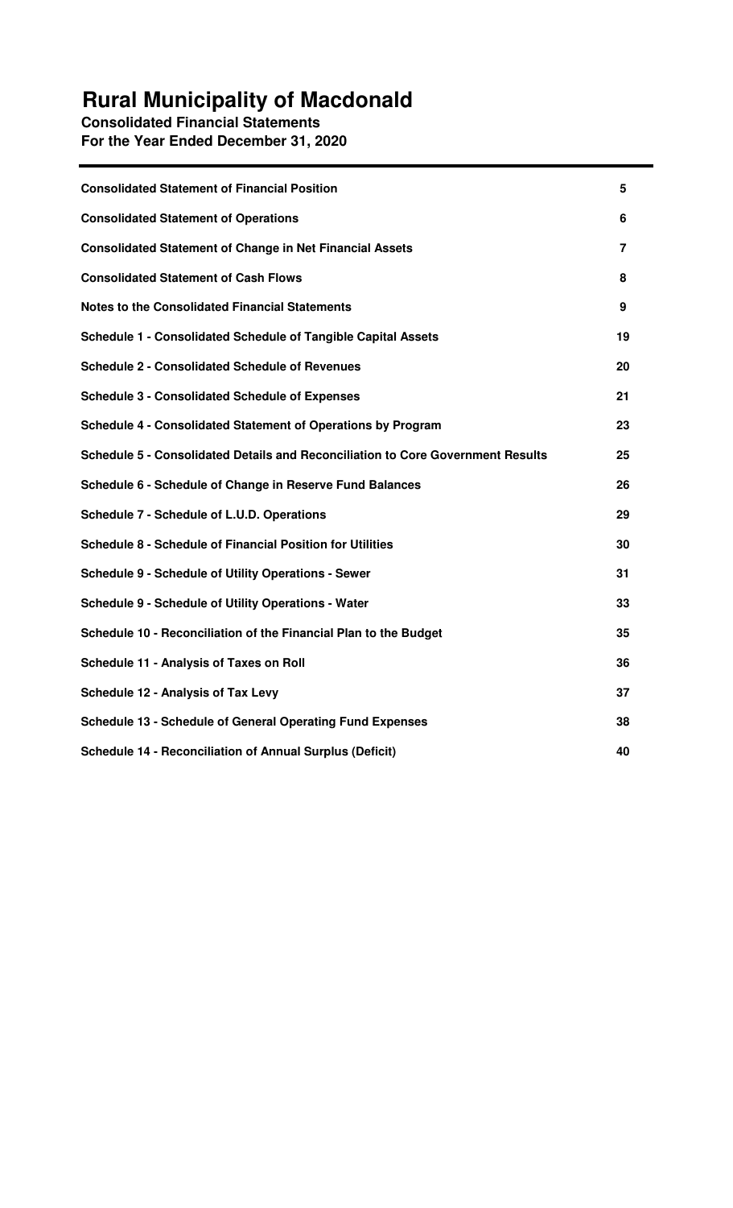# Rural Municipality of Macdonald

**Consolidated Financial Statements**
**For the Year Ended December 31, 2020**

| | |
|---|---|
| **Consolidated Statement of Financial Position** | **5** |
| **Consolidated Statement of Operations** | **6** |
| **Consolidated Statement of Change in Net Financial Assets** | **7** |
| **Consolidated Statement of Cash Flows** | **8** |
| **Notes to the Consolidated Financial Statements** | **9** |
| **Schedule 1 - Consolidated Schedule of Tangible Capital Assets** | **19** |
| **Schedule 2 - Consolidated Schedule of Revenues** | **20** |
| **Schedule 3 - Consolidated Schedule of Expenses** | **21** |
| **Schedule 4 - Consolidated Statement of Operations by Program** | **23** |
| **Schedule 5 - Consolidated Details and Reconciliation to Core Government Results** | **25** |
| **Schedule 6 - Schedule of Change in Reserve Fund Balances** | **26** |
| **Schedule 7 - Schedule of L.U.D. Operations** | **29** |
| **Schedule 8 - Schedule of Financial Position for Utilities** | **30** |
| **Schedule 9 - Schedule of Utility Operations - Sewer** | **31** |
| **Schedule 9 - Schedule of Utility Operations - Water** | **33** |
| **Schedule 10 - Reconciliation of the Financial Plan to the Budget** | **35** |
| **Schedule 11 - Analysis of Taxes on Roll** | **36** |
| **Schedule 12 - Analysis of Tax Levy** | **37** |
| **Schedule 13 - Schedule of General Operating Fund Expenses** | **38** |
| **Schedule 14 - Reconciliation of Annual Surplus (Deficit)** | **40** |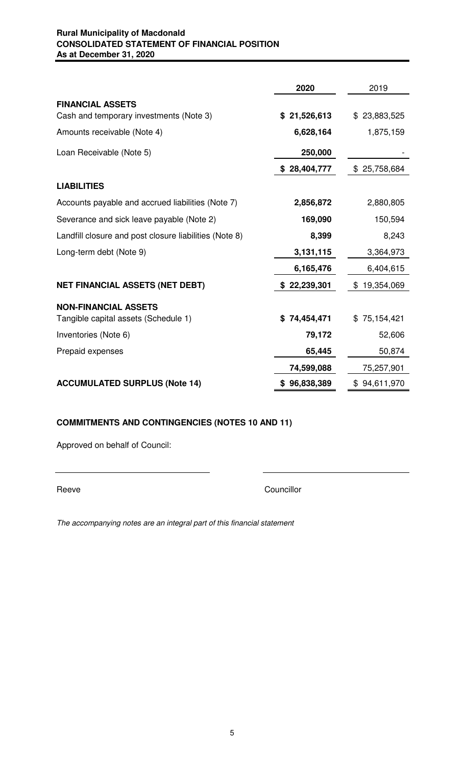**Rural Municipality of Macdonald**
**CONSOLIDATED STATEMENT OF FINANCIAL POSITION**
**As at December 31, 2020**

| | 2020 | 2019 |
|---|---|---|
| **FINANCIAL ASSETS** | | |
| Cash and temporary investments (Note 3) | **$ 21,526,613** | $ 23,883,525 |
| Amounts receivable (Note 4) | **6,628,164** | 1,875,159 |
| Loan Receivable (Note 5) | **250,000** | - |
| | **$ 28,404,777** | $ 25,758,684 |
| **LIABILITIES** | | |
| Accounts payable and accrued liabilities (Note 7) | **2,856,872** | 2,880,805 |
| Severance and sick leave payable (Note 2) | **169,090** | 150,594 |
| Landfill closure and post closure liabilities (Note 8) | **8,399** | 8,243 |
| Long-term debt (Note 9) | **3,131,115** | 3,364,973 |
| | **6,165,476** | 6,404,615 |
| **NET FINANCIAL ASSETS (NET DEBT)** | **$ 22,239,301** | $ 19,354,069 |
| **NON-FINANCIAL ASSETS** | | |
| Tangible capital assets (Schedule 1) | **$ 74,454,471** | $ 75,154,421 |
| Inventories (Note 6) | **79,172** | 52,606 |
| Prepaid expenses | **65,445** | 50,874 |
| | **74,599,088** | 75,257,901 |
| **ACCUMULATED SURPLUS (Note 14)** | **$ 96,838,389** | $ 94,611,970 |

**COMMITMENTS AND CONTINGENCIES (NOTES 10 AND 11)**

Approved on behalf of Council:

Reeve                                        Councillor

*The accompanying notes are an integral part of this financial statement*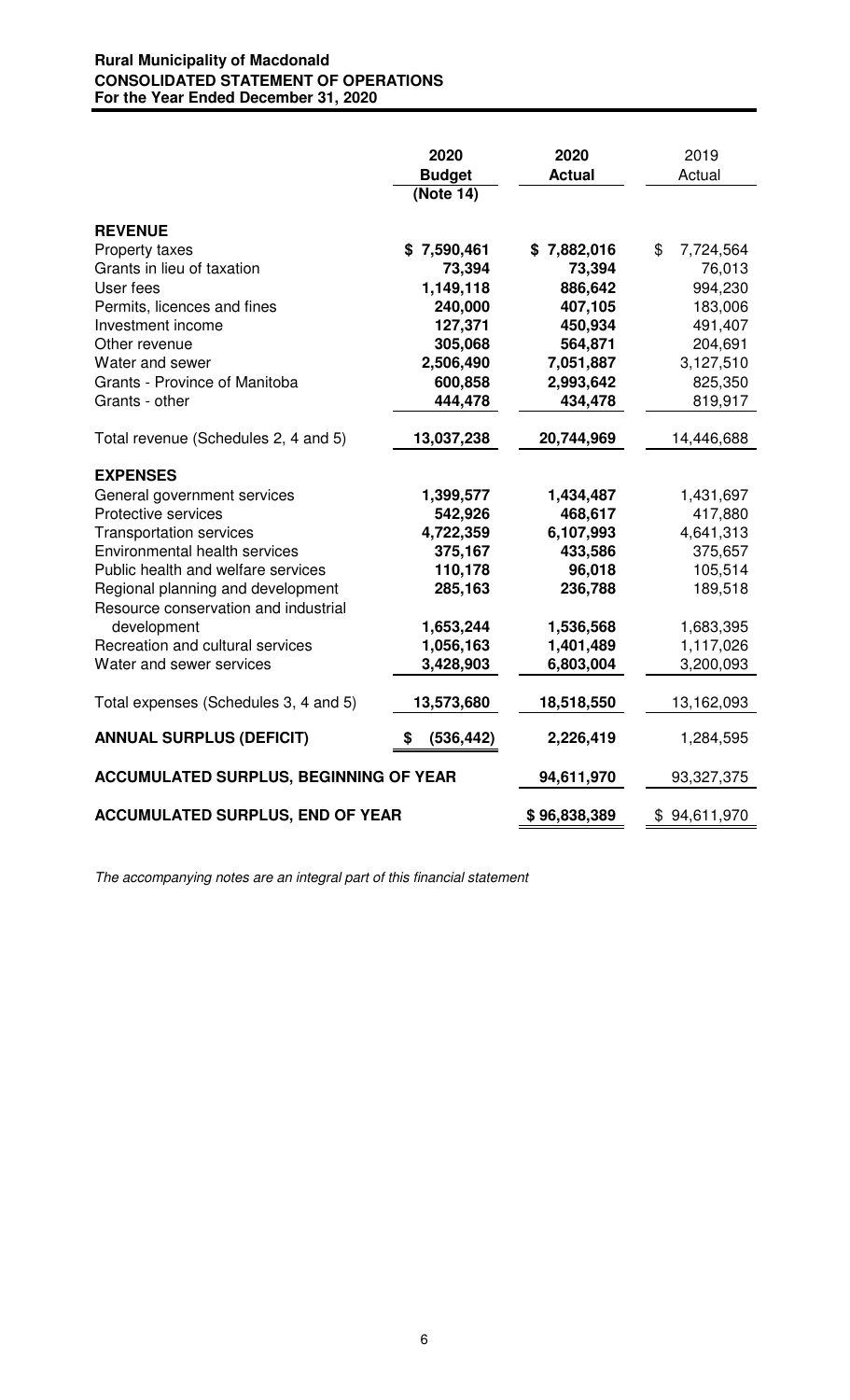**Rural Municipality of Macdonald**
**CONSOLIDATED STATEMENT OF OPERATIONS**
**For the Year Ended December 31, 2020**

| | 2020 Budget (Note 14) | 2020 Actual | 2019 Actual |
|---|---|---|---|
| **REVENUE** | | | |
| Property taxes | $ 7,590,461 | $ 7,882,016 | $ 7,724,564 |
| Grants in lieu of taxation | 73,394 | 73,394 | 76,013 |
| User fees | 1,149,118 | 886,642 | 994,230 |
| Permits, licences and fines | 240,000 | 407,105 | 183,006 |
| Investment income | 127,371 | 450,934 | 491,407 |
| Other revenue | 305,068 | 564,871 | 204,691 |
| Water and sewer | 2,506,490 | 7,051,887 | 3,127,510 |
| Grants - Province of Manitoba | 600,858 | 2,993,642 | 825,350 |
| Grants - other | 444,478 | 434,478 | 819,917 |
| Total revenue (Schedules 2, 4 and 5) | 13,037,238 | 20,744,969 | 14,446,688 |
| **EXPENSES** | | | |
| General government services | 1,399,577 | 1,434,487 | 1,431,697 |
| Protective services | 542,926 | 468,617 | 417,880 |
| Transportation services | 4,722,359 | 6,107,993 | 4,641,313 |
| Environmental health services | 375,167 | 433,586 | 375,657 |
| Public health and welfare services | 110,178 | 96,018 | 105,514 |
| Regional planning and development | 285,163 | 236,788 | 189,518 |
| Resource conservation and industrial development | 1,653,244 | 1,536,568 | 1,683,395 |
| Recreation and cultural services | 1,056,163 | 1,401,489 | 1,117,026 |
| Water and sewer services | 3,428,903 | 6,803,004 | 3,200,093 |
| Total expenses (Schedules 3, 4 and 5) | 13,573,680 | 18,518,550 | 13,162,093 |
| **ANNUAL SURPLUS (DEFICIT)** | $ (536,442) | 2,226,419 | 1,284,595 |
| **ACCUMULATED SURPLUS, BEGINNING OF YEAR** | | 94,611,970 | 93,327,375 |
| **ACCUMULATED SURPLUS, END OF YEAR** | | $ 96,838,389 | $ 94,611,970 |

*The accompanying notes are an integral part of this financial statement*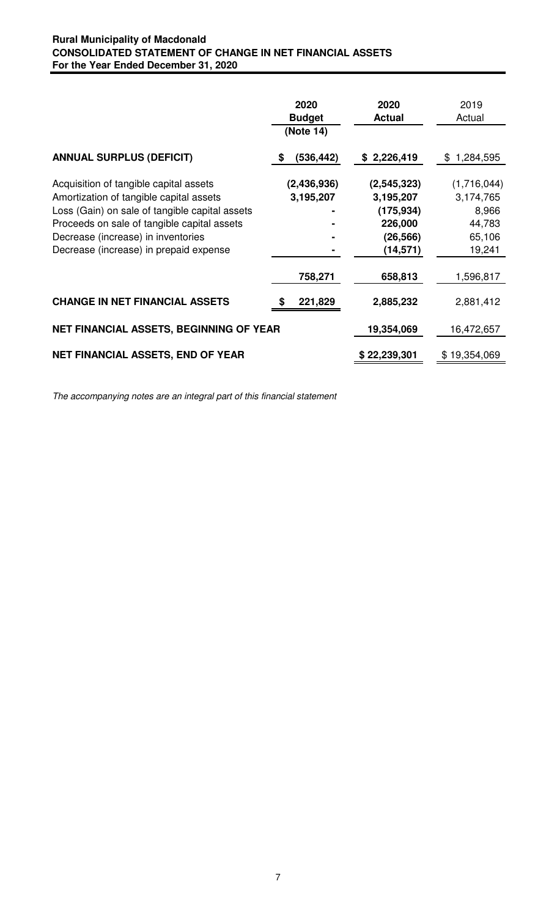**Rural Municipality of Macdonald**
**CONSOLIDATED STATEMENT OF CHANGE IN NET FINANCIAL ASSETS**
**For the Year Ended December 31, 2020**

| | 2020 Budget (Note 14) | 2020 Actual | 2019 Actual |
|---|---|---|---|
| **ANNUAL SURPLUS (DEFICIT)** | $ (536,442) | $ 2,226,419 | $ 1,284,595 |
| Acquisition of tangible capital assets | (2,436,936) | (2,545,323) | (1,716,044) |
| Amortization of tangible capital assets | 3,195,207 | 3,195,207 | 3,174,765 |
| Loss (Gain) on sale of tangible capital assets | - | (175,934) | 8,966 |
| Proceeds on sale of tangible capital assets | - | 226,000 | 44,783 |
| Decrease (increase) in inventories | - | (26,566) | 65,106 |
| Decrease (increase) in prepaid expense | - | (14,571) | 19,241 |
| | 758,271 | 658,813 | 1,596,817 |
| **CHANGE IN NET FINANCIAL ASSETS** | $ 221,829 | 2,885,232 | 2,881,412 |
| **NET FINANCIAL ASSETS, BEGINNING OF YEAR** | | 19,354,069 | 16,472,657 |
| **NET FINANCIAL ASSETS, END OF YEAR** | | $ 22,239,301 | $ 19,354,069 |

*The accompanying notes are an integral part of this financial statement*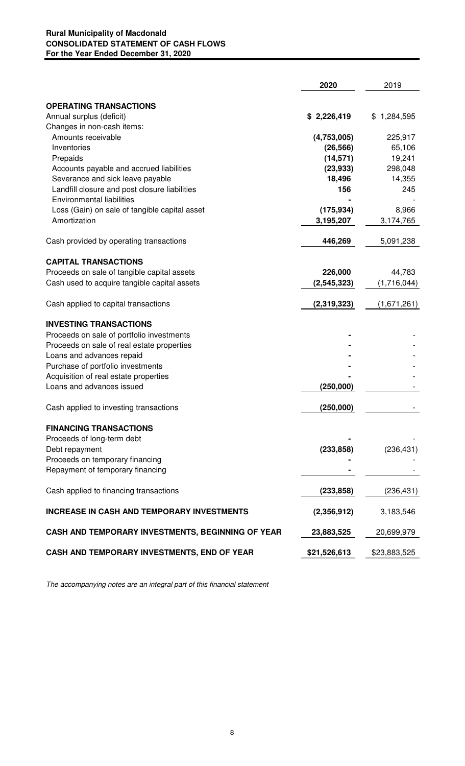**Rural Municipality of Macdonald**
**CONSOLIDATED STATEMENT OF CASH FLOWS**
**For the Year Ended December 31, 2020**

| | **2020** | 2019 |
|---|---|---|
| **OPERATING TRANSACTIONS** | | |
| Annual surplus (deficit) | **$ 2,226,419** | $ 1,284,595 |
| Changes in non-cash items: | | |
| Amounts receivable | **(4,753,005)** | 225,917 |
| Inventories | **(26,566)** | 65,106 |
| Prepaids | **(14,571)** | 19,241 |
| Accounts payable and accrued liabilities | **(23,933)** | 298,048 |
| Severance and sick leave payable | **18,496** | 14,355 |
| Landfill closure and post closure liabilities | **156** | 245 |
| Environmental liabilities | **-** | - |
| Loss (Gain) on sale of tangible capital asset | **(175,934)** | 8,966 |
| Amortization | **3,195,207** | 3,174,765 |
| Cash provided by operating transactions | **446,269** | 5,091,238 |
| **CAPITAL TRANSACTIONS** | | |
| Proceeds on sale of tangible capital assets | **226,000** | 44,783 |
| Cash used to acquire tangible capital assets | **(2,545,323)** | (1,716,044) |
| Cash applied to capital transactions | **(2,319,323)** | (1,671,261) |
| **INVESTING TRANSACTIONS** | | |
| Proceeds on sale of portfolio investments | **-** | - |
| Proceeds on sale of real estate properties | **-** | - |
| Loans and advances repaid | **-** | - |
| Purchase of portfolio investments | **-** | - |
| Acquisition of real estate properties | **-** | - |
| Loans and advances issued | **(250,000)** | - |
| Cash applied to investing transactions | **(250,000)** | - |
| **FINANCING TRANSACTIONS** | | |
| Proceeds of long-term debt | **-** | - |
| Debt repayment | **(233,858)** | (236,431) |
| Proceeds on temporary financing | **-** | - |
| Repayment of temporary financing | **-** | - |
| Cash applied to financing transactions | **(233,858)** | (236,431) |
| **INCREASE IN CASH AND TEMPORARY INVESTMENTS** | **(2,356,912)** | 3,183,546 |
| **CASH AND TEMPORARY INVESTMENTS, BEGINNING OF YEAR** | **23,883,525** | 20,699,979 |
| **CASH AND TEMPORARY INVESTMENTS, END OF YEAR** | **$21,526,613** | $23,883,525 |

*The accompanying notes are an integral part of this financial statement*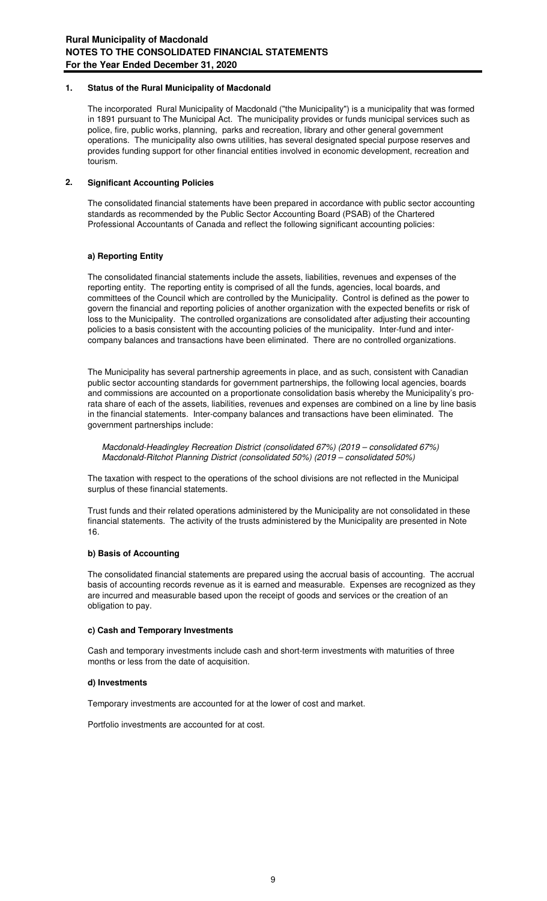# Rural Municipality of Macdonald
## NOTES TO THE CONSOLIDATED FINANCIAL STATEMENTS
## For the Year Ended December 31, 2020

### 1. Status of the Rural Municipality of Macdonald

The incorporated Rural Municipality of Macdonald ("the Municipality") is a municipality that was formed in 1891 pursuant to The Municipal Act. The municipality provides or funds municipal services such as police, fire, public works, planning, parks and recreation, library and other general government operations. The municipality also owns utilities, has several designated special purpose reserves and provides funding support for other financial entities involved in economic development, recreation and tourism.

### 2. Significant Accounting Policies

The consolidated financial statements have been prepared in accordance with public sector accounting standards as recommended by the Public Sector Accounting Board (PSAB) of the Chartered Professional Accountants of Canada and reflect the following significant accounting policies:

#### a) Reporting Entity

The consolidated financial statements include the assets, liabilities, revenues and expenses of the reporting entity. The reporting entity is comprised of all the funds, agencies, local boards, and committees of the Council which are controlled by the Municipality. Control is defined as the power to govern the financial and reporting policies of another organization with the expected benefits or risk of loss to the Municipality. The controlled organizations are consolidated after adjusting their accounting policies to a basis consistent with the accounting policies of the municipality. Inter-fund and inter-company balances and transactions have been eliminated. There are no controlled organizations.

The Municipality has several partnership agreements in place, and as such, consistent with Canadian public sector accounting standards for government partnerships, the following local agencies, boards and commissions are accounted on a proportionate consolidation basis whereby the Municipality's pro-rata share of each of the assets, liabilities, revenues and expenses are combined on a line by line basis in the financial statements. Inter-company balances and transactions have been eliminated. The government partnerships include:

*Macdonald-Headingley Recreation District (consolidated 67%) (2019 – consolidated 67%)*
*Macdonald-Ritchot Planning District (consolidated 50%) (2019 – consolidated 50%)*

The taxation with respect to the operations of the school divisions are not reflected in the Municipal surplus of these financial statements.

Trust funds and their related operations administered by the Municipality are not consolidated in these financial statements. The activity of the trusts administered by the Municipality are presented in Note 16.

#### b) Basis of Accounting

The consolidated financial statements are prepared using the accrual basis of accounting. The accrual basis of accounting records revenue as it is earned and measurable. Expenses are recognized as they are incurred and measurable based upon the receipt of goods and services or the creation of an obligation to pay.

#### c) Cash and Temporary Investments

Cash and temporary investments include cash and short-term investments with maturities of three months or less from the date of acquisition.

#### d) Investments

Temporary investments are accounted for at the lower of cost and market.

Portfolio investments are accounted for at cost.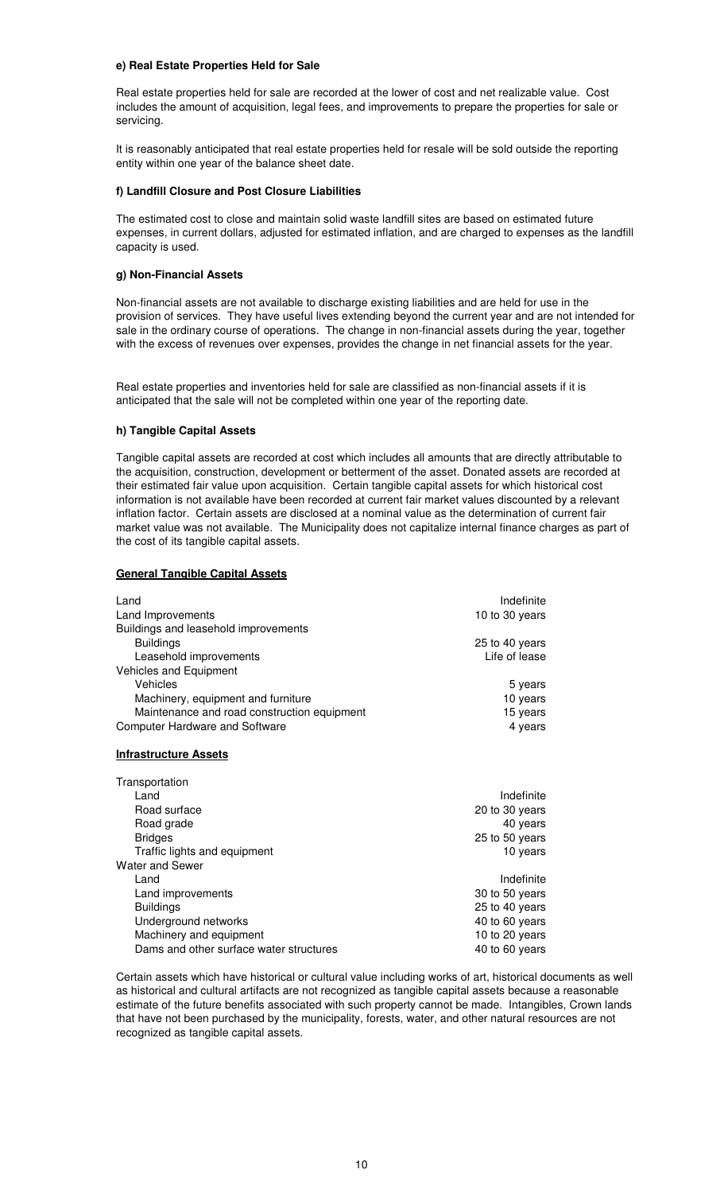**e) Real Estate Properties Held for Sale**

Real estate properties held for sale are recorded at the lower of cost and net realizable value. Cost includes the amount of acquisition, legal fees, and improvements to prepare the properties for sale or servicing.

It is reasonably anticipated that real estate properties held for resale will be sold outside the reporting entity within one year of the balance sheet date.

**f) Landfill Closure and Post Closure Liabilities**

The estimated cost to close and maintain solid waste landfill sites are based on estimated future expenses, in current dollars, adjusted for estimated inflation, and are charged to expenses as the landfill capacity is used.

**g) Non-Financial Assets**

Non-financial assets are not available to discharge existing liabilities and are held for use in the provision of services. They have useful lives extending beyond the current year and are not intended for sale in the ordinary course of operations. The change in non-financial assets during the year, together with the excess of revenues over expenses, provides the change in net financial assets for the year.

Real estate properties and inventories held for sale are classified as non-financial assets if it is anticipated that the sale will not be completed within one year of the reporting date.

**h) Tangible Capital Assets**

Tangible capital assets are recorded at cost which includes all amounts that are directly attributable to the acquisition, construction, development or betterment of the asset. Donated assets are recorded at their estimated fair value upon acquisition. Certain tangible capital assets for which historical cost information is not available have been recorded at current fair market values discounted by a relevant inflation factor. Certain assets are disclosed at a nominal value as the determination of current fair market value was not available. The Municipality does not capitalize internal finance charges as part of the cost of its tangible capital assets.

**General Tangible Capital Assets**

| | |
|---|---|
| Land | Indefinite |
| Land Improvements | 10 to 30 years |
| Buildings and leasehold improvements | |
| Buildings | 25 to 40 years |
| Leasehold improvements | Life of lease |
| Vehicles and Equipment | |
| Vehicles | 5 years |
| Machinery, equipment and furniture | 10 years |
| Maintenance and road construction equipment | 15 years |
| Computer Hardware and Software | 4 years |

**Infrastructure Assets**

| | |
|---|---|
| Transportation | |
| Land | Indefinite |
| Road surface | 20 to 30 years |
| Road grade | 40 years |
| Bridges | 25 to 50 years |
| Traffic lights and equipment | 10 years |
| Water and Sewer | |
| Land | Indefinite |
| Land improvements | 30 to 50 years |
| Buildings | 25 to 40 years |
| Underground networks | 40 to 60 years |
| Machinery and equipment | 10 to 20 years |
| Dams and other surface water structures | 40 to 60 years |

Certain assets which have historical or cultural value including works of art, historical documents as well as historical and cultural artifacts are not recognized as tangible capital assets because a reasonable estimate of the future benefits associated with such property cannot be made. Intangibles, Crown lands that have not been purchased by the municipality, forests, water, and other natural resources are not recognized as tangible capital assets.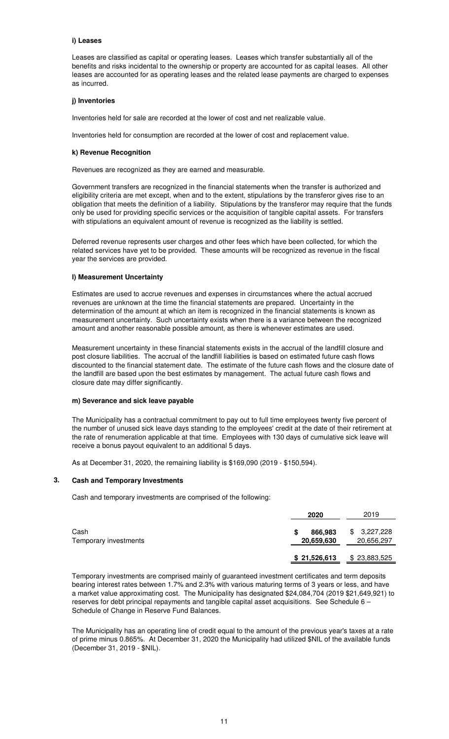#### i) Leases

Leases are classified as capital or operating leases. Leases which transfer substantially all of the benefits and risks incidental to the ownership or property are accounted for as capital leases. All other leases are accounted for as operating leases and the related lease payments are charged to expenses as incurred.

#### j) Inventories

Inventories held for sale are recorded at the lower of cost and net realizable value.

Inventories held for consumption are recorded at the lower of cost and replacement value.

#### k) Revenue Recognition

Revenues are recognized as they are earned and measurable.

Government transfers are recognized in the financial statements when the transfer is authorized and eligibility criteria are met except, when and to the extent, stipulations by the transferor gives rise to an obligation that meets the definition of a liability. Stipulations by the transferor may require that the funds only be used for providing specific services or the acquisition of tangible capital assets. For transfers with stipulations an equivalent amount of revenue is recognized as the liability is settled.

Deferred revenue represents user charges and other fees which have been collected, for which the related services have yet to be provided. These amounts will be recognized as revenue in the fiscal year the services are provided.

#### l) Measurement Uncertainty

Estimates are used to accrue revenues and expenses in circumstances where the actual accrued revenues are unknown at the time the financial statements are prepared. Uncertainty in the determination of the amount at which an item is recognized in the financial statements is known as measurement uncertainty. Such uncertainty exists when there is a variance between the recognized amount and another reasonable possible amount, as there is whenever estimates are used.

Measurement uncertainty in these financial statements exists in the accrual of the landfill closure and post closure liabilities. The accrual of the landfill liabilities is based on estimated future cash flows discounted to the financial statement date. The estimate of the future cash flows and the closure date of the landfill are based upon the best estimates by management. The actual future cash flows and closure date may differ significantly.

#### m) Severance and sick leave payable

The Municipality has a contractual commitment to pay out to full time employees twenty five percent of the number of unused sick leave days standing to the employees' credit at the date of their retirement at the rate of renumeration applicable at that time. Employees with 130 days of cumulative sick leave will receive a bonus payout equivalent to an additional 5 days.

As at December 31, 2020, the remaining liability is $169,090 (2019 - $150,594).

## 3. Cash and Temporary Investments

Cash and temporary investments are comprised of the following:

| | **2020** | 2019 |
|---|---|---|
| Cash | **$ 866,983** | $ 3,227,228 |
| Temporary investments | **20,659,630** | 20,656,297 |
| | **$ 21,526,613** | $ 23,883,525 |

Temporary investments are comprised mainly of guaranteed investment certificates and term deposits bearing interest rates between 1.7% and 2.3% with various maturing terms of 3 years or less, and have a market value approximating cost. The Municipality has designated $24,084,704 (2019 $21,649,921) to reserves for debt principal repayments and tangible capital asset acquisitions. See Schedule 6 – Schedule of Change in Reserve Fund Balances.

The Municipality has an operating line of credit equal to the amount of the previous year's taxes at a rate of prime minus 0.865%. At December 31, 2020 the Municipality had utilized $NIL of the available funds (December 31, 2019 - $NIL).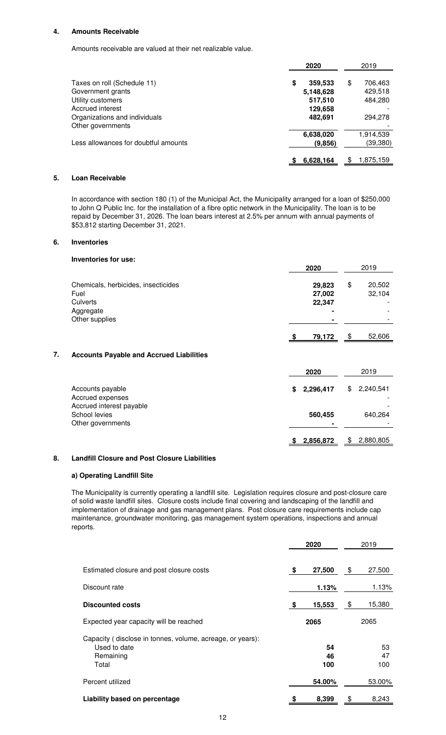## 4. Amounts Receivable

Amounts receivable are valued at their net realizable value.

| | 2020 | 2019 |
|---|---|---|
| Taxes on roll (Schedule 11) | $ 359,533 | $ 706,463 |
| Government grants | 5,148,628 | 429,518 |
| Utility customers | 517,510 | 484,280 |
| Accrued interest | 129,658 | - |
| Organizations and individuals | 482,691 | 294,278 |
| Other governments | | - |
| | 6,638,020 | 1,914,539 |
| Less allowances for doubtful amounts | (9,856) | (39,380) |
| | $ 6,628,164 | $ 1,875,159 |

## 5. Loan Receivable

In accordance with section 180 (1) of the Municipal Act, the Municipality arranged for a loan of $250,000 to John Q Public Inc. for the installation of a fibre optic network in the Municipality. The loan is to be repaid by December 31, 2026. The loan bears interest at 2.5% per annum with annual payments of $53,812 starting December 31, 2021.

## 6. Inventories

**Inventories for use:**

| | 2020 | 2019 |
|---|---|---|
| Chemicals, herbicides, insecticides | 29,823 | $ 20,502 |
| Fuel | 27,002 | 32,104 |
| Culverts | 22,347 | - |
| Aggregate | - | - |
| Other supplies | - | - |
| | $ 79,172 | $ 52,606 |

## 7. Accounts Payable and Accrued Liabilities

| | 2020 | 2019 |
|---|---|---|
| Accounts payable | $ 2,296,417 | $ 2,240,541 |
| Accrued expenses | | - |
| Accrued interest payable | | - |
| School levies | 560,455 | 640,264 |
| Other governments | - | - |
| | $ 2,856,872 | $ 2,880,805 |

## 8. Landfill Closure and Post Closure Liabilities

### a) Operating Landfill Site

The Municipality is currently operating a landfill site. Legislation requires closure and post-closure care of solid waste landfill sites. Closure costs include final covering and landscaping of the landfill and implementation of drainage and gas management plans. Post closure care requirements include cap maintenance, groundwater monitoring, gas management system operations, inspections and annual reports.

| | 2020 | 2019 |
|---|---|---|
| Estimated closure and post closure costs | $ 27,500 | $ 27,500 |
| Discount rate | 1.13% | 1.13% |
| **Discounted costs** | $ 15,553 | $ 15,380 |
| Expected year capacity will be reached | 2065 | 2065 |
| Capacity ( disclose in tonnes, volume, acreage, or years): | | |
| Used to date | 54 | 53 |
| Remaining | 46 | 47 |
| Total | 100 | 100 |
| Percent utilized | 54.00% | 53.00% |
| **Liability based on percentage** | $ 8,399 | $ 8,243 |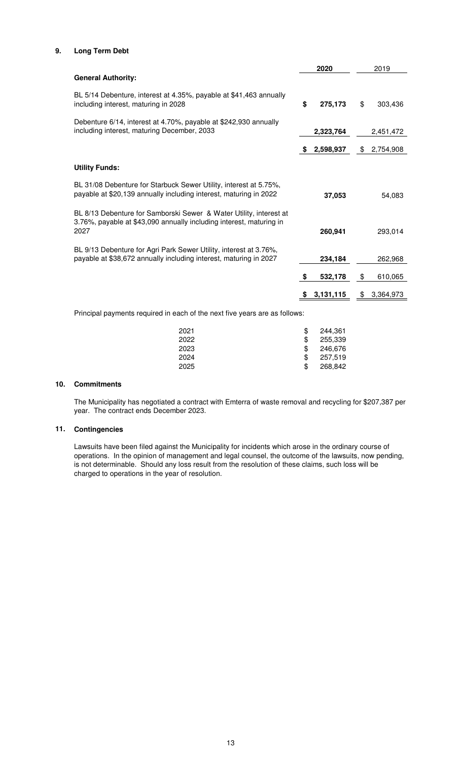## 9. Long Term Debt

| | 2020 | 2019 |
|---|---|---|
| **General Authority:** | | |
| BL 5/14 Debenture, interest at 4.35%, payable at $41,463 annually including interest, maturing in 2028 | **$ 275,173** | $ 303,436 |
| Debenture 6/14, interest at 4.70%, payable at $242,930 annually including interest, maturing December, 2033 | **2,323,764** | 2,451,472 |
| | **$ 2,598,937** | $ 2,754,908 |
| **Utility Funds:** | | |
| BL 31/08 Debenture for Starbuck Sewer Utility, interest at 5.75%, payable at $20,139 annually including interest, maturing in 2022 | **37,053** | 54,083 |
| BL 8/13 Debenture for Samborski Sewer & Water Utility, interest at 3.76%, payable at $43,090 annually including interest, maturing in 2027 | **260,941** | 293,014 |
| BL 9/13 Debenture for Agri Park Sewer Utility, interest at 3.76%, payable at $38,672 annually including interest, maturing in 2027 | **234,184** | 262,968 |
| | **$ 532,178** | $ 610,065 |
| | **$ 3,131,115** | $ 3,364,973 |

Principal payments required in each of the next five years are as follows:

| Year | Amount |
|---|---|
| 2021 | $ 244,361 |
| 2022 | $ 255,339 |
| 2023 | $ 246,676 |
| 2024 | $ 257,519 |
| 2025 | $ 268,842 |

## 10. Commitments

The Municipality has negotiated a contract with Emterra of waste removal and recycling for $207,387 per year. The contract ends December 2023.

## 11. Contingencies

Lawsuits have been filed against the Municipality for incidents which arose in the ordinary course of operations. In the opinion of management and legal counsel, the outcome of the lawsuits, now pending, is not determinable. Should any loss result from the resolution of these claims, such loss will be charged to operations in the year of resolution.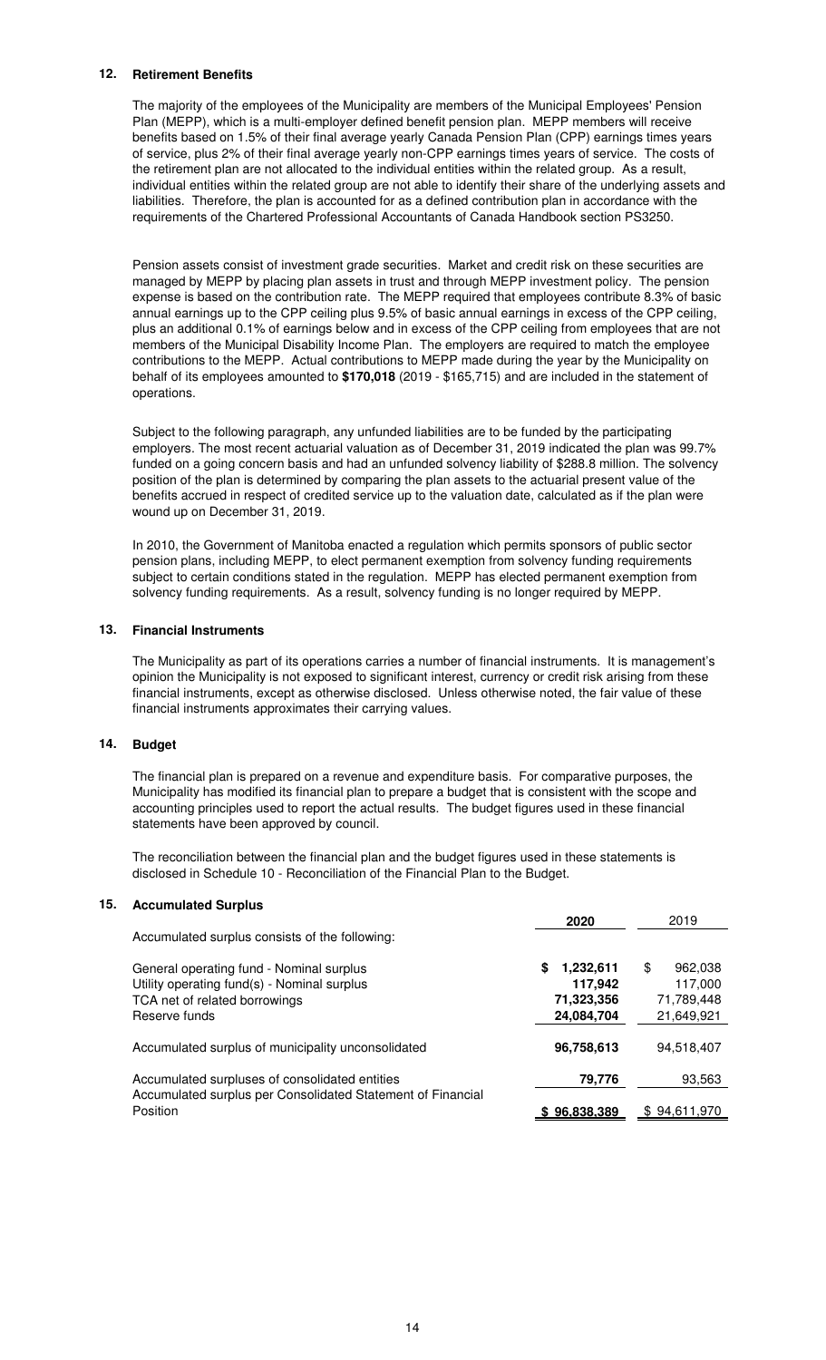## 12. Retirement Benefits

The majority of the employees of the Municipality are members of the Municipal Employees' Pension Plan (MEPP), which is a multi-employer defined benefit pension plan. MEPP members will receive benefits based on 1.5% of their final average yearly Canada Pension Plan (CPP) earnings times years of service, plus 2% of their final average yearly non-CPP earnings times years of service. The costs of the retirement plan are not allocated to the individual entities within the related group. As a result, individual entities within the related group are not able to identify their share of the underlying assets and liabilities. Therefore, the plan is accounted for as a defined contribution plan in accordance with the requirements of the Chartered Professional Accountants of Canada Handbook section PS3250.

Pension assets consist of investment grade securities. Market and credit risk on these securities are managed by MEPP by placing plan assets in trust and through MEPP investment policy. The pension expense is based on the contribution rate. The MEPP required that employees contribute 8.3% of basic annual earnings up to the CPP ceiling plus 9.5% of basic annual earnings in excess of the CPP ceiling, plus an additional 0.1% of earnings below and in excess of the CPP ceiling from employees that are not members of the Municipal Disability Income Plan. The employers are required to match the employee contributions to the MEPP. Actual contributions to MEPP made during the year by the Municipality on behalf of its employees amounted to **$170,018** (2019 - $165,715) and are included in the statement of operations.

Subject to the following paragraph, any unfunded liabilities are to be funded by the participating employers. The most recent actuarial valuation as of December 31, 2019 indicated the plan was 99.7% funded on a going concern basis and had an unfunded solvency liability of $288.8 million. The solvency position of the plan is determined by comparing the plan assets to the actuarial present value of the benefits accrued in respect of credited service up to the valuation date, calculated as if the plan were wound up on December 31, 2019.

In 2010, the Government of Manitoba enacted a regulation which permits sponsors of public sector pension plans, including MEPP, to elect permanent exemption from solvency funding requirements subject to certain conditions stated in the regulation. MEPP has elected permanent exemption from solvency funding requirements. As a result, solvency funding is no longer required by MEPP.

## 13. Financial Instruments

The Municipality as part of its operations carries a number of financial instruments. It is management's opinion the Municipality is not exposed to significant interest, currency or credit risk arising from these financial instruments, except as otherwise disclosed. Unless otherwise noted, the fair value of these financial instruments approximates their carrying values.

## 14. Budget

The financial plan is prepared on a revenue and expenditure basis. For comparative purposes, the Municipality has modified its financial plan to prepare a budget that is consistent with the scope and accounting principles used to report the actual results. The budget figures used in these financial statements have been approved by council.

The reconciliation between the financial plan and the budget figures used in these statements is disclosed in Schedule 10 - Reconciliation of the Financial Plan to the Budget.

## 15. Accumulated Surplus

| | **2020** | 2019 |
|---|---|---|
| Accumulated surplus consists of the following: | | |
| General operating fund - Nominal surplus | **$ 1,232,611** | $ 962,038 |
| Utility operating fund(s) - Nominal surplus | **117,942** | 117,000 |
| TCA net of related borrowings | **71,323,356** | 71,789,448 |
| Reserve funds | **24,084,704** | 21,649,921 |
| Accumulated surplus of municipality unconsolidated | **96,758,613** | 94,518,407 |
| Accumulated surpluses of consolidated entities | **79,776** | 93,563 |
| Accumulated surplus per Consolidated Statement of Financial Position | **$ 96,838,389** | $ 94,611,970 |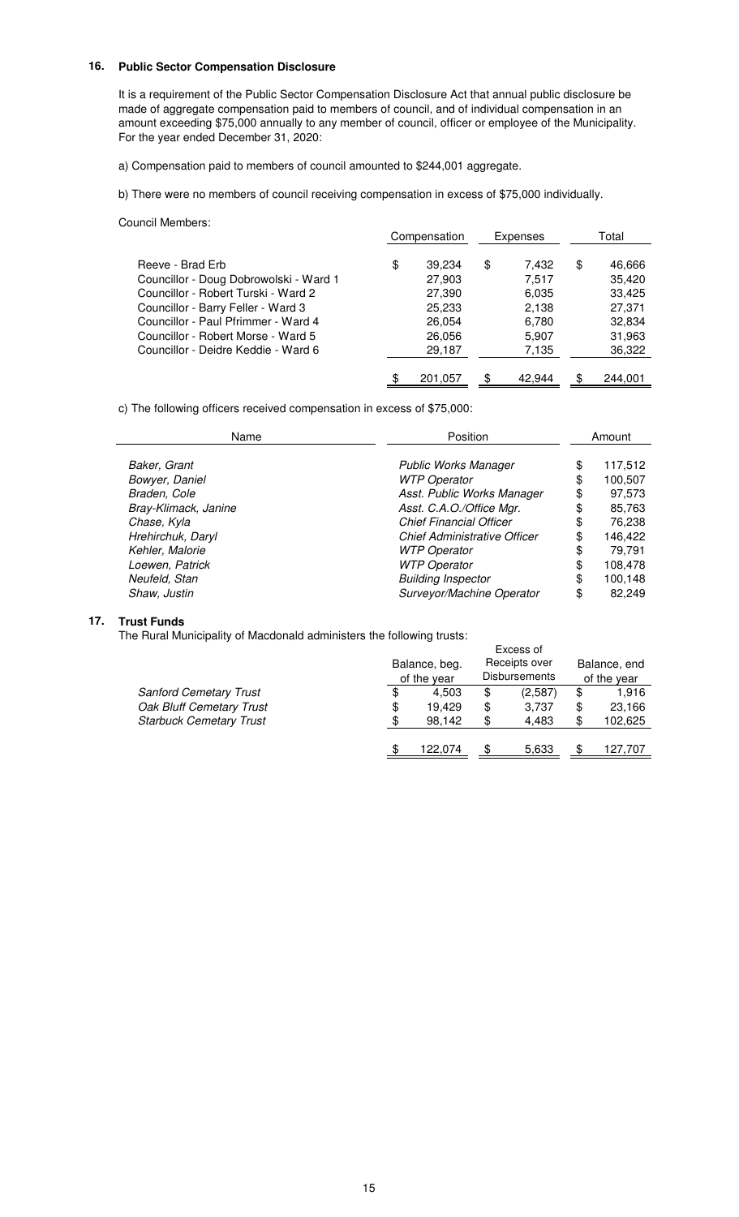## 16. Public Sector Compensation Disclosure

It is a requirement of the Public Sector Compensation Disclosure Act that annual public disclosure be made of aggregate compensation paid to members of council, and of individual compensation in an amount exceeding $75,000 annually to any member of council, officer or employee of the Municipality. For the year ended December 31, 2020:

a) Compensation paid to members of council amounted to $244,001 aggregate.

b) There were no members of council receiving compensation in excess of $75,000 individually.

Council Members:

| | Compensation | Expenses | Total |
|---|---|---|---|
| Reeve - Brad Erb | $ 39,234 | $ 7,432 | $ 46,666 |
| Councillor - Doug Dobrowolski - Ward 1 | 27,903 | 7,517 | 35,420 |
| Councillor - Robert Turski - Ward 2 | 27,390 | 6,035 | 33,425 |
| Councillor - Barry Feller - Ward 3 | 25,233 | 2,138 | 27,371 |
| Councillor - Paul Pfrimmer - Ward 4 | 26,054 | 6,780 | 32,834 |
| Councillor - Robert Morse - Ward 5 | 26,056 | 5,907 | 31,963 |
| Councillor - Deidre Keddie - Ward 6 | 29,187 | 7,135 | 36,322 |
| | $ 201,057 | $ 42,944 | $ 244,001 |

c) The following officers received compensation in excess of $75,000:

| Name | Position | Amount |
|---|---|---|
| *Baker, Grant* | *Public Works Manager* | $ 117,512 |
| *Bowyer, Daniel* | *WTP Operator* | $ 100,507 |
| *Braden, Cole* | *Asst. Public Works Manager* | $ 97,573 |
| *Bray-Klimack, Janine* | *Asst. C.A.O./Office Mgr.* | $ 85,763 |
| *Chase, Kyla* | *Chief Financial Officer* | $ 76,238 |
| *Hrehirchuk, Daryl* | *Chief Administrative Officer* | $ 146,422 |
| *Kehler, Malorie* | *WTP Operator* | $ 79,791 |
| *Loewen, Patrick* | *WTP Operator* | $ 108,478 |
| *Neufeld, Stan* | *Building Inspector* | $ 100,148 |
| *Shaw, Justin* | *Surveyor/Machine Operator* | $ 82,249 |

## 17. Trust Funds

The Rural Municipality of Macdonald administers the following trusts:

| | Balance, beg. of the year | Excess of Receipts over Disbursements | Balance, end of the year |
|---|---|---|---|
| *Sanford Cemetary Trust* | $ 4,503 | $ (2,587) | $ 1,916 |
| *Oak Bluff Cemetary Trust* | $ 19,429 | $ 3,737 | $ 23,166 |
| *Starbuck Cemetary Trust* | $ 98,142 | $ 4,483 | $ 102,625 |
| | $ 122,074 | $ 5,633 | $ 127,707 |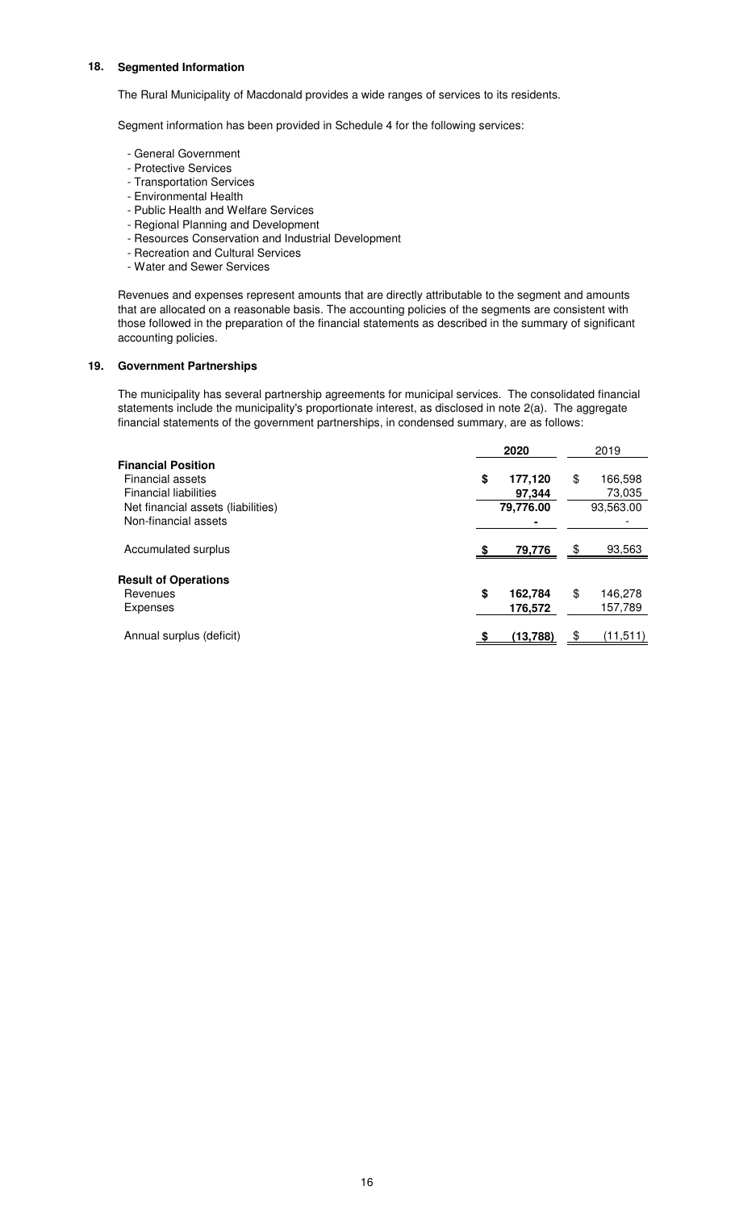## 18. Segmented Information

The Rural Municipality of Macdonald provides a wide ranges of services to its residents.

Segment information has been provided in Schedule 4 for the following services:

- General Government
- Protective Services
- Transportation Services
- Environmental Health
- Public Health and Welfare Services
- Regional Planning and Development
- Resources Conservation and Industrial Development
- Recreation and Cultural Services
- Water and Sewer Services

Revenues and expenses represent amounts that are directly attributable to the segment and amounts that are allocated on a reasonable basis. The accounting policies of the segments are consistent with those followed in the preparation of the financial statements as described in the summary of significant accounting policies.

## 19. Government Partnerships

The municipality has several partnership agreements for municipal services. The consolidated financial statements include the municipality's proportionate interest, as disclosed in note 2(a). The aggregate financial statements of the government partnerships, in condensed summary, are as follows:

| | **2020** | 2019 |
|---|---|---|
| **Financial Position** | | |
| Financial assets | **$ 177,120** | $ 166,598 |
| Financial liabilities | **97,344** | 73,035 |
| Net financial assets (liabilities) | **79,776.00** | 93,563.00 |
| Non-financial assets | **-** | - |
| Accumulated surplus | **$ 79,776** | $ 93,563 |
| **Result of Operations** | | |
| Revenues | **$ 162,784** | $ 146,278 |
| Expenses | **176,572** | 157,789 |
| Annual surplus (deficit) | **$ (13,788)** | $ (11,511) |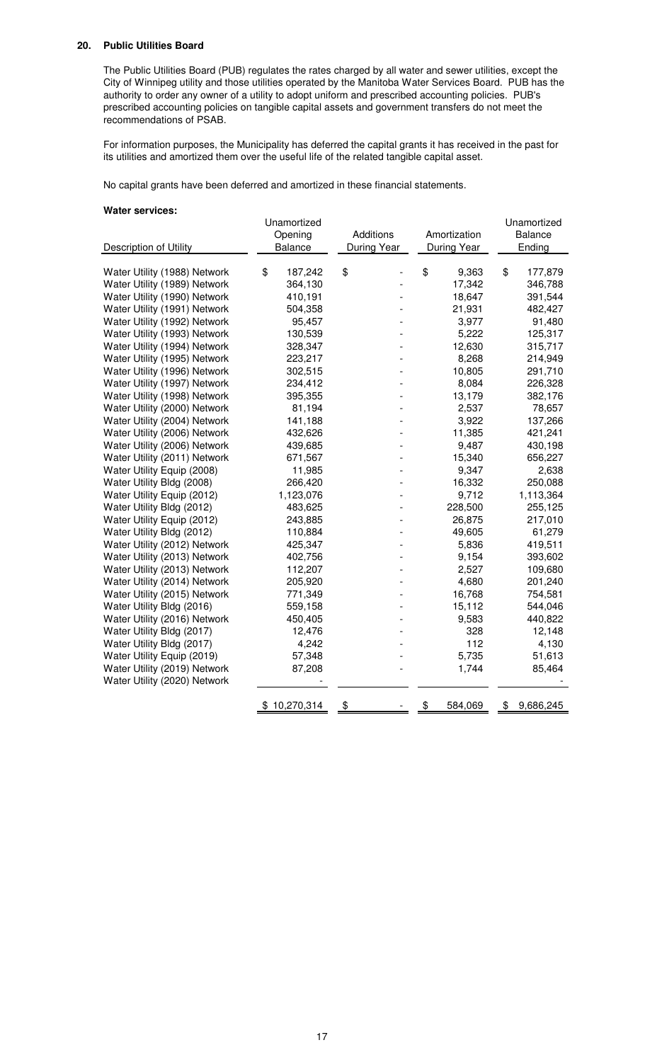## 20. Public Utilities Board

The Public Utilities Board (PUB) regulates the rates charged by all water and sewer utilities, except the City of Winnipeg utility and those utilities operated by the Manitoba Water Services Board. PUB has the authority to order any owner of a utility to adopt uniform and prescribed accounting policies. PUB's prescribed accounting policies on tangible capital assets and government transfers do not meet the recommendations of PSAB.

For information purposes, the Municipality has deferred the capital grants it has received in the past for its utilities and amortized them over the useful life of the related tangible capital asset.

No capital grants have been deferred and amortized in these financial statements.

**Water services:**

| Description of Utility | Unamortized Opening Balance | Additions During Year | Amortization During Year | Unamortized Balance Ending |
|---|---|---|---|---|
| Water Utility (1988) Network | $ 187,242 | $ - | $ 9,363 | $ 177,879 |
| Water Utility (1989) Network | 364,130 | - | 17,342 | 346,788 |
| Water Utility (1990) Network | 410,191 | - | 18,647 | 391,544 |
| Water Utility (1991) Network | 504,358 | - | 21,931 | 482,427 |
| Water Utility (1992) Network | 95,457 | - | 3,977 | 91,480 |
| Water Utility (1993) Network | 130,539 | - | 5,222 | 125,317 |
| Water Utility (1994) Network | 328,347 | - | 12,630 | 315,717 |
| Water Utility (1995) Network | 223,217 | - | 8,268 | 214,949 |
| Water Utility (1996) Network | 302,515 | - | 10,805 | 291,710 |
| Water Utility (1997) Network | 234,412 | - | 8,084 | 226,328 |
| Water Utility (1998) Network | 395,355 | - | 13,179 | 382,176 |
| Water Utility (2000) Network | 81,194 | - | 2,537 | 78,657 |
| Water Utility (2004) Network | 141,188 | - | 3,922 | 137,266 |
| Water Utility (2006) Network | 432,626 | - | 11,385 | 421,241 |
| Water Utility (2006) Network | 439,685 | - | 9,487 | 430,198 |
| Water Utility (2011) Network | 671,567 | - | 15,340 | 656,227 |
| Water Utility Equip (2008) | 11,985 | - | 9,347 | 2,638 |
| Water Utility Bldg (2008) | 266,420 | - | 16,332 | 250,088 |
| Water Utility Equip (2012) | 1,123,076 | - | 9,712 | 1,113,364 |
| Water Utility Bldg (2012) | 483,625 | - | 228,500 | 255,125 |
| Water Utility Equip (2012) | 243,885 | - | 26,875 | 217,010 |
| Water Utility Bldg (2012) | 110,884 | - | 49,605 | 61,279 |
| Water Utility (2012) Network | 425,347 | - | 5,836 | 419,511 |
| Water Utility (2013) Network | 402,756 | - | 9,154 | 393,602 |
| Water Utility (2013) Network | 112,207 | - | 2,527 | 109,680 |
| Water Utility (2014) Network | 205,920 | - | 4,680 | 201,240 |
| Water Utility (2015) Network | 771,349 | - | 16,768 | 754,581 |
| Water Utility Bldg (2016) | 559,158 | - | 15,112 | 544,046 |
| Water Utility (2016) Network | 450,405 | - | 9,583 | 440,822 |
| Water Utility Bldg (2017) | 12,476 | - | 328 | 12,148 |
| Water Utility Bldg (2017) | 4,242 | - | 112 | 4,130 |
| Water Utility Equip (2019) | 57,348 | - | 5,735 | 51,613 |
| Water Utility (2019) Network | 87,208 | - | 1,744 | 85,464 |
| Water Utility (2020) Network | - | | | - |
| | $ 10,270,314 | $ - | $ 584,069 | $ 9,686,245 |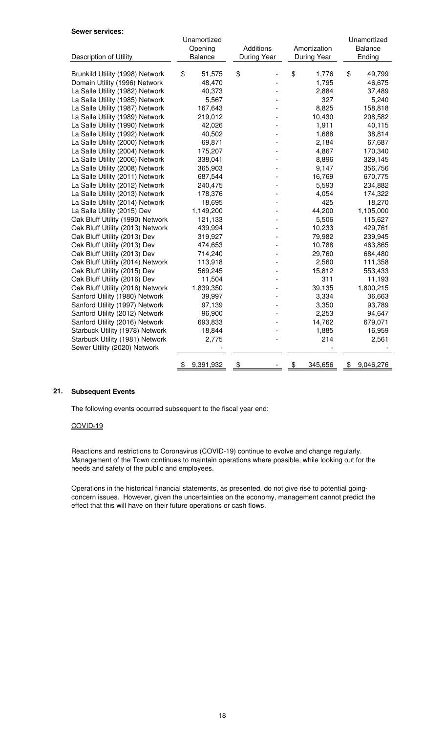**Sewer services:**

| Description of Utility | Unamortized Opening Balance | Additions During Year | Amortization During Year | Unamortized Balance Ending |
|---|---|---|---|---|
| Brunkild Utility (1998) Network | $ 51,575 | $ - | $ 1,776 | $ 49,799 |
| Domain Utility (1996) Network | 48,470 | - | 1,795 | 46,675 |
| La Salle Utility (1982) Network | 40,373 | - | 2,884 | 37,489 |
| La Salle Utility (1985) Network | 5,567 | - | 327 | 5,240 |
| La Salle Utility (1987) Network | 167,643 | - | 8,825 | 158,818 |
| La Salle Utility (1989) Network | 219,012 | - | 10,430 | 208,582 |
| La Salle Utility (1990) Network | 42,026 | - | 1,911 | 40,115 |
| La Salle Utility (1992) Network | 40,502 | - | 1,688 | 38,814 |
| La Salle Utility (2000) Network | 69,871 | - | 2,184 | 67,687 |
| La Salle Utility (2004) Network | 175,207 | - | 4,867 | 170,340 |
| La Salle Utility (2006) Network | 338,041 | - | 8,896 | 329,145 |
| La Salle Utility (2008) Network | 365,903 | - | 9,147 | 356,756 |
| La Salle Utility (2011) Network | 687,544 | - | 16,769 | 670,775 |
| La Salle Utility (2012) Network | 240,475 | - | 5,593 | 234,882 |
| La Salle Utility (2013) Network | 178,376 | - | 4,054 | 174,322 |
| La Salle Utility (2014) Network | 18,695 | - | 425 | 18,270 |
| La Salle Utility (2015) Dev | 1,149,200 | - | 44,200 | 1,105,000 |
| Oak Bluff Utility (1990) Network | 121,133 | - | 5,506 | 115,627 |
| Oak Bluff Utility (2013) Network | 439,994 | - | 10,233 | 429,761 |
| Oak Bluff Utility (2013) Dev | 319,927 | - | 79,982 | 239,945 |
| Oak Bluff Utility (2013) Dev | 474,653 | - | 10,788 | 463,865 |
| Oak Bluff Utility (2013) Dev | 714,240 | - | 29,760 | 684,480 |
| Oak Bluff Utility (2014) Network | 113,918 | - | 2,560 | 111,358 |
| Oak Bluff Utility (2015) Dev | 569,245 | - | 15,812 | 553,433 |
| Oak Bluff Utility (2016) Dev | 11,504 | - | 311 | 11,193 |
| Oak Bluff Utility (2016) Network | 1,839,350 | - | 39,135 | 1,800,215 |
| Sanford Utility (1980) Network | 39,997 | - | 3,334 | 36,663 |
| Sanford Utility (1997) Network | 97,139 | - | 3,350 | 93,789 |
| Sanford Utility (2012) Network | 96,900 | - | 2,253 | 94,647 |
| Sanford Utility (2016) Network | 693,833 | - | 14,762 | 679,071 |
| Starbuck Utility (1978) Network | 18,844 | - | 1,885 | 16,959 |
| Starbuck Utility (1981) Network | 2,775 | - | 214 | 2,561 |
| Sewer Utility (2020) Network | - | - | - | - |
| | $ 9,391,932 | $ - | $ 345,656 | $ 9,046,276 |

## 21. Subsequent Events

The following events occurred subsequent to the fiscal year end:

COVID-19

Reactions and restrictions to Coronavirus (COVID-19) continue to evolve and change regularly. Management of the Town continues to maintain operations where possible, while looking out for the needs and safety of the public and employees.

Operations in the historical financial statements, as presented, do not give rise to potential going-concern issues. However, given the uncertainties on the economy, management cannot predict the effect that this will have on their future operations or cash flows.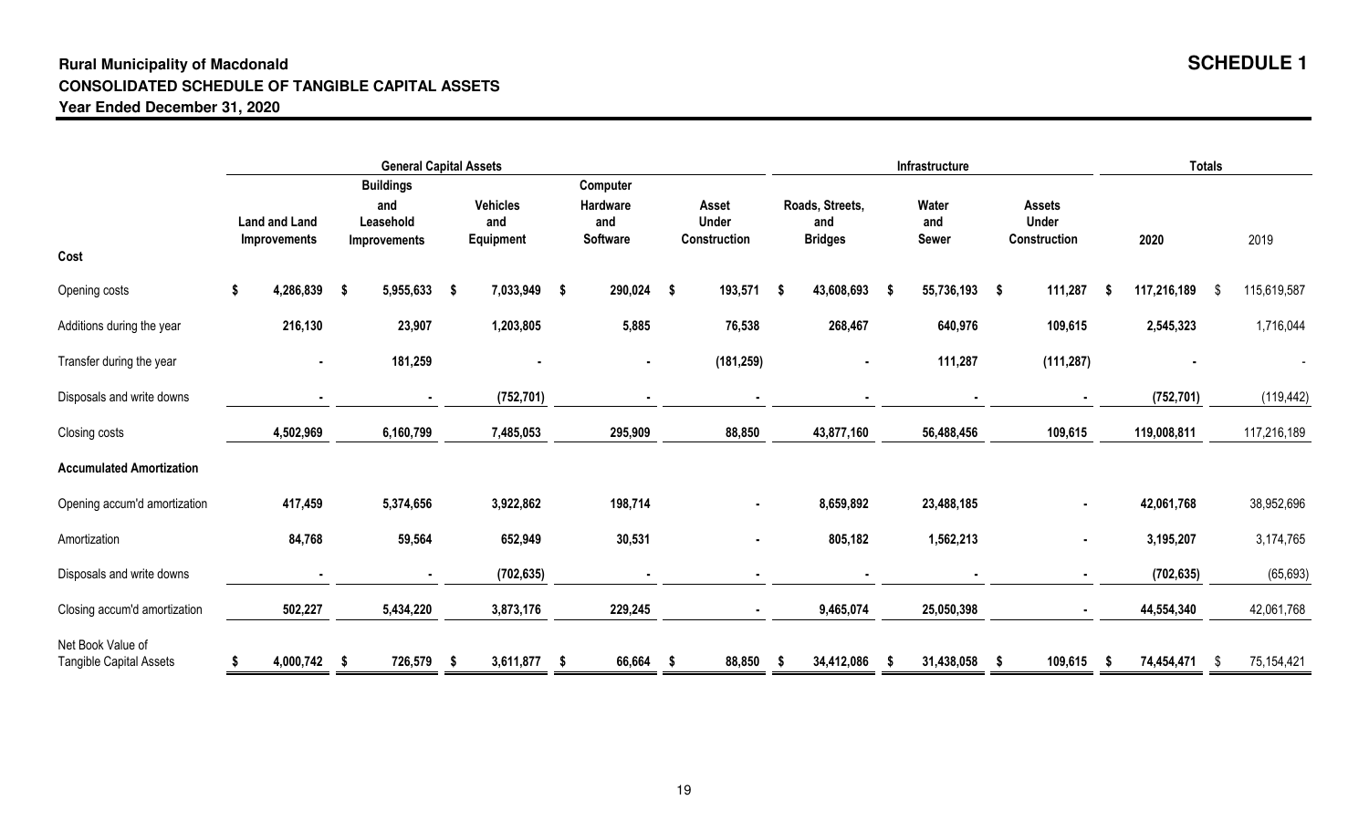**Rural Municipality of Macdonald**

**SCHEDULE 1**

**CONSOLIDATED SCHEDULE OF TANGIBLE CAPITAL ASSETS**

**Year Ended December 31, 2020**

| | General Capital Assets | | | | | Infrastructure | | | Totals | |
|---|---|---|---|---|---|---|---|---|---|---|
| **Cost** | Land and Land Improvements | Buildings and Leasehold Improvements | Vehicles and Equipment | Computer Hardware and Software | Asset Under Construction | Roads, Streets, and Bridges | Water and Sewer | Assets Under Construction | 2020 | 2019 |
| Opening costs | $ 4,286,839 | $ 5,955,633 | $ 7,033,949 | $ 290,024 | $ 193,571 | $ 43,608,693 | $ 55,736,193 | $ 111,287 | $ 117,216,189 | $ 115,619,587 |
| Additions during the year | 216,130 | 23,907 | 1,203,805 | 5,885 | 76,538 | 268,467 | 640,976 | 109,615 | 2,545,323 | 1,716,044 |
| Transfer during the year | - | 181,259 | - | - | (181,259) | - | 111,287 | (111,287) | - | - |
| Disposals and write downs | - | - | (752,701) | - | - | - | - | - | (752,701) | (119,442) |
| Closing costs | 4,502,969 | 6,160,799 | 7,485,053 | 295,909 | 88,850 | 43,877,160 | 56,488,456 | 109,615 | 119,008,811 | 117,216,189 |
| **Accumulated Amortization** | | | | | | | | | | |
| Opening accum'd amortization | 417,459 | 5,374,656 | 3,922,862 | 198,714 | - | 8,659,892 | 23,488,185 | - | 42,061,768 | 38,952,696 |
| Amortization | 84,768 | 59,564 | 652,949 | 30,531 | - | 805,182 | 1,562,213 | - | 3,195,207 | 3,174,765 |
| Disposals and write downs | - | - | (702,635) | - | - | - | - | - | (702,635) | (65,693) |
| Closing accum'd amortization | 502,227 | 5,434,220 | 3,873,176 | 229,245 | - | 9,465,074 | 25,050,398 | - | 44,554,340 | 42,061,768 |
| Net Book Value of Tangible Capital Assets | $ 4,000,742 | $ 726,579 | $ 3,611,877 | $ 66,664 | $ 88,850 | $ 34,412,086 | $ 31,438,058 | $ 109,615 | $ 74,454,471 | $ 75,154,421 |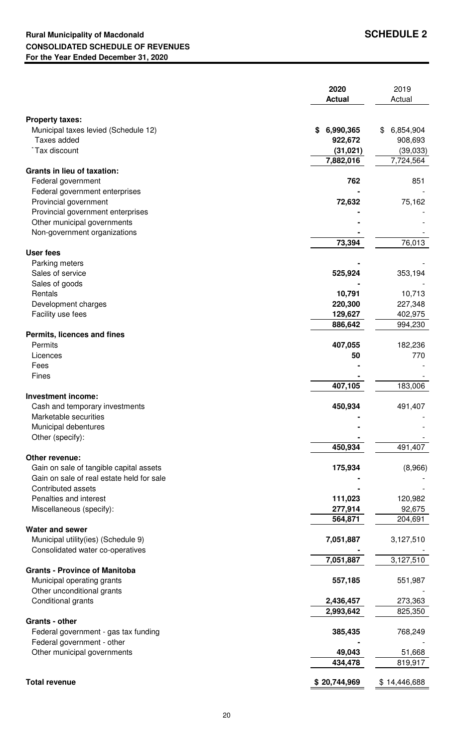**Rural Municipality of Macdonald** **SCHEDULE 2**

**CONSOLIDATED SCHEDULE OF REVENUES**

**For the Year Ended December 31, 2020**

| | 2020 Actual | 2019 Actual |
|---|---|---|
| **Property taxes:** | | |
| Municipal taxes levied (Schedule 12) | $ 6,990,365 | $ 6,854,904 |
| Taxes added | 922,672 | 908,693 |
| Tax discount | (31,021) | (39,033) |
| | 7,882,016 | 7,724,564 |
| **Grants in lieu of taxation:** | | |
| Federal government | 762 | 851 |
| Federal government enterprises | - | - |
| Provincial government | 72,632 | 75,162 |
| Provincial government enterprises | - | - |
| Other municipal governments | - | - |
| Non-government organizations | - | - |
| | 73,394 | 76,013 |
| **User fees** | | |
| Parking meters | - | - |
| Sales of service | 525,924 | 353,194 |
| Sales of goods | - | - |
| Rentals | 10,791 | 10,713 |
| Development charges | 220,300 | 227,348 |
| Facility use fees | 129,627 | 402,975 |
| | 886,642 | 994,230 |
| **Permits, licences and fines** | | |
| Permits | 407,055 | 182,236 |
| Licences | 50 | 770 |
| Fees | - | - |
| Fines | - | - |
| | 407,105 | 183,006 |
| **Investment income:** | | |
| Cash and temporary investments | 450,934 | 491,407 |
| Marketable securities | - | - |
| Municipal debentures | - | - |
| Other (specify): | - | - |
| | 450,934 | 491,407 |
| **Other revenue:** | | |
| Gain on sale of tangible capital assets | 175,934 | (8,966) |
| Gain on sale of real estate held for sale | - | - |
| Contributed assets | - | - |
| Penalties and interest | 111,023 | 120,982 |
| Miscellaneous (specify): | 277,914 | 92,675 |
| | 564,871 | 204,691 |
| **Water and sewer** | | |
| Municipal utility(ies) (Schedule 9) | 7,051,887 | 3,127,510 |
| Consolidated water co-operatives | - | - |
| | 7,051,887 | 3,127,510 |
| **Grants - Province of Manitoba** | | |
| Municipal operating grants | 557,185 | 551,987 |
| Other unconditional grants | | - |
| Conditional grants | 2,436,457 | 273,363 |
| | 2,993,642 | 825,350 |
| **Grants - other** | | |
| Federal government - gas tax funding | 385,435 | 768,249 |
| Federal government - other | - | - |
| Other municipal governments | 49,043 | 51,668 |
| | 434,478 | 819,917 |
| **Total revenue** | **$ 20,744,969** | $ 14,446,688 |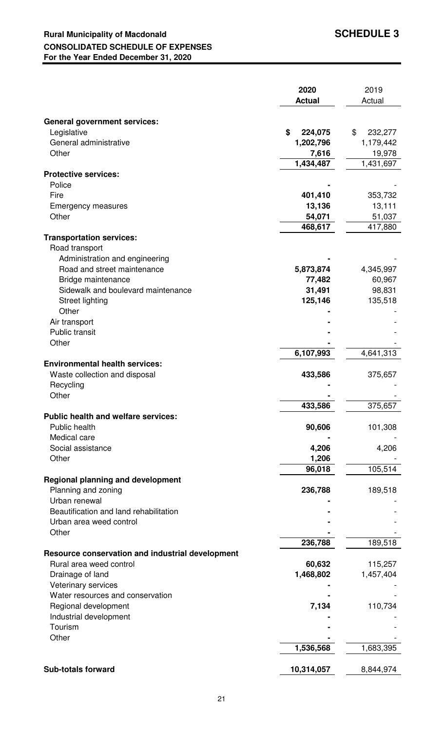**Rural Municipality of Macdonald** **SCHEDULE 3**

**CONSOLIDATED SCHEDULE OF EXPENSES**

**For the Year Ended December 31, 2020**

| | 2020 Actual | 2019 Actual |
|---|---|---|
| **General government services:** | | |
| Legislative | **$ 224,075** | $ 232,277 |
| General administrative | **1,202,796** | 1,179,442 |
| Other | **7,616** | 19,978 |
| | **1,434,487** | 1,431,697 |
| **Protective services:** | | |
| Police | **-** | - |
| Fire | **401,410** | 353,732 |
| Emergency measures | **13,136** | 13,111 |
| Other | **54,071** | 51,037 |
| | **468,617** | 417,880 |
| **Transportation services:** | | |
| Road transport | | |
| Administration and engineering | **-** | - |
| Road and street maintenance | **5,873,874** | 4,345,997 |
| Bridge maintenance | **77,482** | 60,967 |
| Sidewalk and boulevard maintenance | **31,491** | 98,831 |
| Street lighting | **125,146** | 135,518 |
| Other | **-** | - |
| Air transport | **-** | - |
| Public transit | **-** | - |
| Other | **-** | - |
| | **6,107,993** | 4,641,313 |
| **Environmental health services:** | | |
| Waste collection and disposal | **433,586** | 375,657 |
| Recycling | **-** | - |
| Other | **-** | - |
| | **433,586** | 375,657 |
| **Public health and welfare services:** | | |
| Public health | **90,606** | 101,308 |
| Medical care | **-** | - |
| Social assistance | **4,206** | 4,206 |
| Other | **1,206** | - |
| | **96,018** | 105,514 |
| **Regional planning and development** | | |
| Planning and zoning | **236,788** | 189,518 |
| Urban renewal | **-** | - |
| Beautification and land rehabilitation | **-** | - |
| Urban area weed control | **-** | - |
| Other | **-** | - |
| | **236,788** | 189,518 |
| **Resource conservation and industrial development** | | |
| Rural area weed control | **60,632** | 115,257 |
| Drainage of land | **1,468,802** | 1,457,404 |
| Veterinary services | **-** | - |
| Water resources and conservation | **-** | - |
| Regional development | **7,134** | 110,734 |
| Industrial development | **-** | - |
| Tourism | **-** | - |
| Other | **-** | - |
| | **1,536,568** | 1,683,395 |
| **Sub-totals forward** | **10,314,057** | 8,844,974 |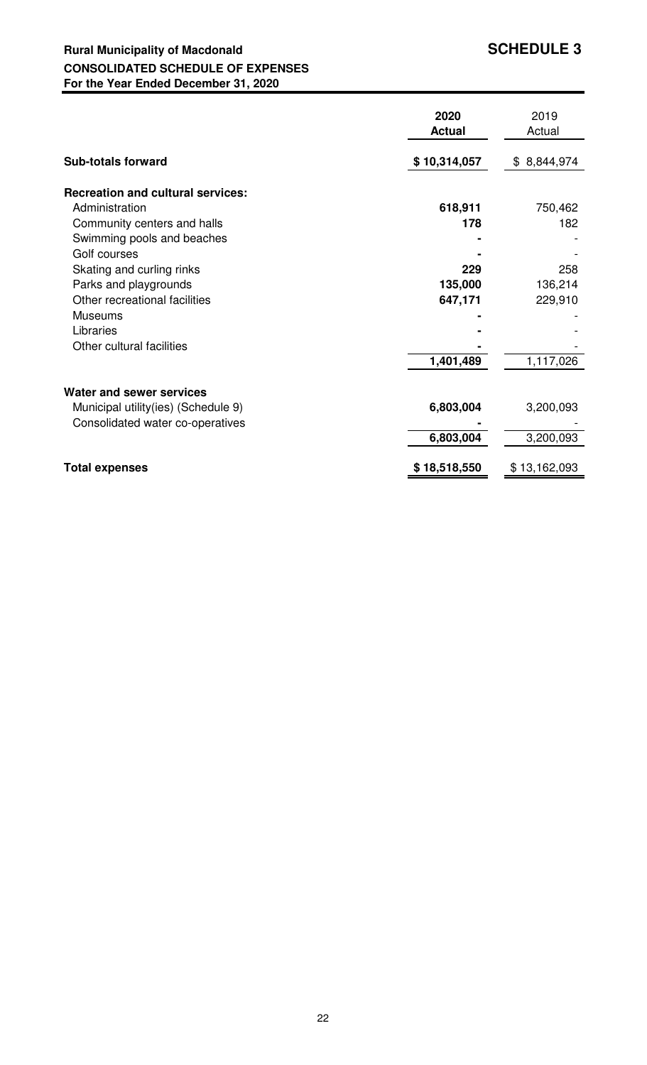**Rural Municipality of Macdonald** **SCHEDULE 3**

**CONSOLIDATED SCHEDULE OF EXPENSES**

**For the Year Ended December 31, 2020**

| | **2020 Actual** | 2019 Actual |
|---|---|---|
| **Sub-totals forward** | **$ 10,314,057** | $ 8,844,974 |
| **Recreation and cultural services:** | | |
| Administration | **618,911** | 750,462 |
| Community centers and halls | **178** | 182 |
| Swimming pools and beaches | **-** | - |
| Golf courses | **-** | - |
| Skating and curling rinks | **229** | 258 |
| Parks and playgrounds | **135,000** | 136,214 |
| Other recreational facilities | **647,171** | 229,910 |
| Museums | **-** | - |
| Libraries | **-** | - |
| Other cultural facilities | **-** | - |
| | **1,401,489** | 1,117,026 |
| **Water and sewer services** | | |
| Municipal utility(ies) (Schedule 9) | **6,803,004** | 3,200,093 |
| Consolidated water co-operatives | **-** | - |
| | **6,803,004** | 3,200,093 |
| **Total expenses** | **$ 18,518,550** | $ 13,162,093 |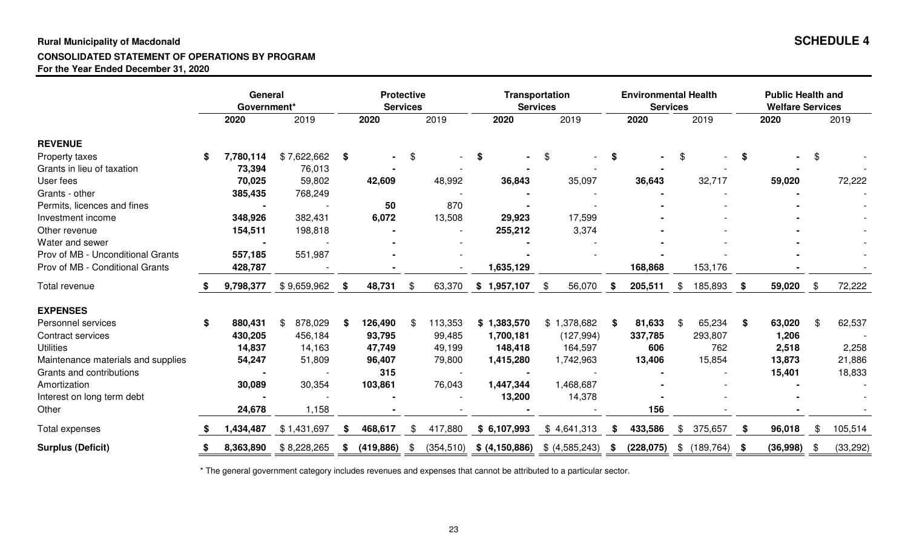**Rural Municipality of Macdonald**

**SCHEDULE 4**

**CONSOLIDATED STATEMENT OF OPERATIONS BY PROGRAM**

**For the Year Ended December 31, 2020**

| | General Government* | | Protective Services | | Transportation Services | | Environmental Health Services | | Public Health and Welfare Services | |
|---|---|---|---|---|---|---|---|---|---|---|
| | **2020** | 2019 | **2020** | 2019 | **2020** | 2019 | **2020** | 2019 | **2020** | 2019 |
| **REVENUE** | | | | | | | | | | |
| Property taxes | **$ 7,780,114** | $ 7,622,662 | **$ -** | $ - | **$ -** | $ - | **$ -** | $ - | **$ -** | $ - |
| Grants in lieu of taxation | **73,394** | 76,013 | **-** | - | **-** | - | **-** | - | **-** | - |
| User fees | **70,025** | 59,802 | **42,609** | 48,992 | **36,843** | 35,097 | **36,643** | 32,717 | **59,020** | 72,222 |
| Grants - other | **385,435** | 768,249 | | - | **-** | - | **-** | - | **-** | - |
| Permits, licences and fines | **-** | - | **50** | 870 | **-** | - | **-** | - | **-** | - |
| Investment income | **348,926** | 382,431 | **6,072** | 13,508 | **29,923** | 17,599 | **-** | - | **-** | - |
| Other revenue | **154,511** | 198,818 | **-** | - | **255,212** | 3,374 | **-** | - | **-** | - |
| Water and sewer | **-** | - | **-** | - | **-** | - | **-** | - | **-** | - |
| Prov of MB - Unconditional Grants | **557,185** | 551,987 | **-** | - | **-** | - | **-** | - | **-** | - |
| Prov of MB - Conditional Grants | **428,787** | - | **-** | - | **1,635,129** | | **168,868** | 153,176 | **-** | - |
| Total revenue | **$ 9,798,377** | $ 9,659,962 | **$ 48,731** | $ 63,370 | **$ 1,957,107** | $ 56,070 | **$ 205,511** | $ 185,893 | **$ 59,020** | $ 72,222 |
| **EXPENSES** | | | | | | | | | | |
| Personnel services | **$ 880,431** | $ 878,029 | **$ 126,490** | $ 113,353 | **$ 1,383,570** | $ 1,378,682 | **$ 81,633** | $ 65,234 | **$ 63,020** | $ 62,537 |
| Contract services | **430,205** | 456,184 | **93,795** | 99,485 | **1,700,181** | (127,994) | **337,785** | 293,807 | **1,206** | - |
| Utilities | **14,837** | 14,163 | **47,749** | 49,199 | **148,418** | 164,597 | **606** | 762 | **2,518** | 2,258 |
| Maintenance materials and supplies | **54,247** | 51,809 | **96,407** | 79,800 | **1,415,280** | 1,742,963 | **13,406** | 15,854 | **13,873** | 21,886 |
| Grants and contributions | **-** | - | **315** | - | **-** | - | **-** | - | **15,401** | 18,833 |
| Amortization | **30,089** | 30,354 | **103,861** | 76,043 | **1,447,344** | 1,468,687 | **-** | - | **-** | - |
| Interest on long term debt | **-** | - | **-** | - | **13,200** | 14,378 | **-** | - | **-** | - |
| Other | **24,678** | 1,158 | **-** | - | **-** | - | **156** | - | **-** | - |
| Total expenses | **$ 1,434,487** | $ 1,431,697 | **$ 468,617** | $ 417,880 | **$ 6,107,993** | $ 4,641,313 | **$ 433,586** | $ 375,657 | **$ 96,018** | $ 105,514 |
| **Surplus (Deficit)** | **$ 8,363,890** | $ 8,228,265 | **$ (419,886)** | $ (354,510) | **$ (4,150,886)** | $ (4,585,243) | **$ (228,075)** | $ (189,764) | **$ (36,998)** | $ (33,292) |

\* The general government category includes revenues and expenses that cannot be attributed to a particular sector.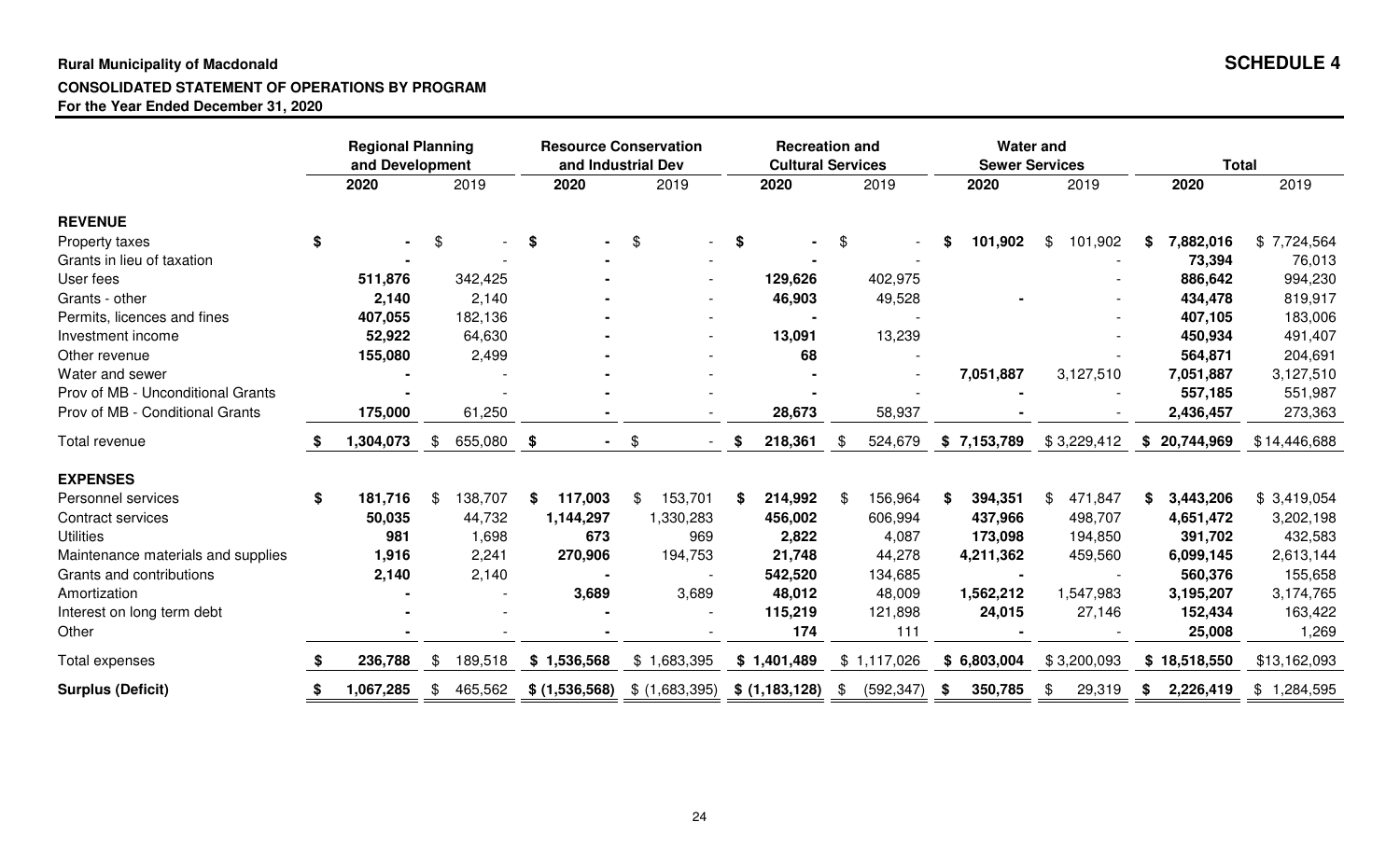**Rural Municipality of Macdonald**

**SCHEDULE 4**

**CONSOLIDATED STATEMENT OF OPERATIONS BY PROGRAM**

**For the Year Ended December 31, 2020**

| | Regional Planning and Development | | Resource Conservation and Industrial Dev | | Recreation and Cultural Services | | Water and Sewer Services | | Total | |
|---|---|---|---|---|---|---|---|---|---|---|
| | **2020** | 2019 | **2020** | 2019 | **2020** | 2019 | **2020** | 2019 | **2020** | 2019 |
| **REVENUE** | | | | | | | | | | |
| Property taxes | **$ -** | $ - | **$ -** | $ - | **$ -** | $ - | **$ 101,902** | $ 101,902 | **$ 7,882,016** | $ 7,724,564 |
| Grants in lieu of taxation | **-** | - | **-** | - | **-** | - | | - | **73,394** | 76,013 |
| User fees | **511,876** | 342,425 | **-** | - | **129,626** | 402,975 | | - | **886,642** | 994,230 |
| Grants - other | **2,140** | 2,140 | **-** | - | **46,903** | 49,528 | **-** | - | **434,478** | 819,917 |
| Permits, licences and fines | **407,055** | 182,136 | **-** | - | **-** | - | | - | **407,105** | 183,006 |
| Investment income | **52,922** | 64,630 | **-** | - | **13,091** | 13,239 | | - | **450,934** | 491,407 |
| Other revenue | **155,080** | 2,499 | **-** | - | **68** | - | | - | **564,871** | 204,691 |
| Water and sewer | **-** | - | **-** | - | **-** | - | **7,051,887** | 3,127,510 | **7,051,887** | 3,127,510 |
| Prov of MB - Unconditional Grants | **-** | - | **-** | - | **-** | - | **-** | - | **557,185** | 551,987 |
| Prov of MB - Conditional Grants | **175,000** | 61,250 | **-** | - | **28,673** | 58,937 | **-** | - | **2,436,457** | 273,363 |
| Total revenue | **$ 1,304,073** | $ 655,080 | **$ -** | $ - | **$ 218,361** | $ 524,679 | **$ 7,153,789** | $ 3,229,412 | **$ 20,744,969** | $ 14,446,688 |
| **EXPENSES** | | | | | | | | | | |
| Personnel services | **$ 181,716** | $ 138,707 | **$ 117,003** | $ 153,701 | **$ 214,992** | $ 156,964 | **$ 394,351** | $ 471,847 | **$ 3,443,206** | $ 3,419,054 |
| Contract services | **50,035** | 44,732 | **1,144,297** | 1,330,283 | **456,002** | 606,994 | **437,966** | 498,707 | **4,651,472** | 3,202,198 |
| Utilities | **981** | 1,698 | **673** | 969 | **2,822** | 4,087 | **173,098** | 194,850 | **391,702** | 432,583 |
| Maintenance materials and supplies | **1,916** | 2,241 | **270,906** | 194,753 | **21,748** | 44,278 | **4,211,362** | 459,560 | **6,099,145** | 2,613,144 |
| Grants and contributions | **2,140** | 2,140 | **-** | - | **542,520** | 134,685 | **-** | - | **560,376** | 155,658 |
| Amortization | **-** | - | **3,689** | 3,689 | **48,012** | 48,009 | **1,562,212** | 1,547,983 | **3,195,207** | 3,174,765 |
| Interest on long term debt | **-** | - | **-** | - | **115,219** | 121,898 | **24,015** | 27,146 | **152,434** | 163,422 |
| Other | **-** | - | **-** | - | **174** | 111 | **-** | - | **25,008** | 1,269 |
| Total expenses | **$ 236,788** | $ 189,518 | **$ 1,536,568** | $ 1,683,395 | **$ 1,401,489** | $ 1,117,026 | **$ 6,803,004** | $ 3,200,093 | **$ 18,518,550** | $ 13,162,093 |
| **Surplus (Deficit)** | **$ 1,067,285** | $ 465,562 | **$ (1,536,568)** | $ (1,683,395) | **$ (1,183,128)** | $ (592,347) | **$ 350,785** | $ 29,319 | **$ 2,226,419** | $ 1,284,595 |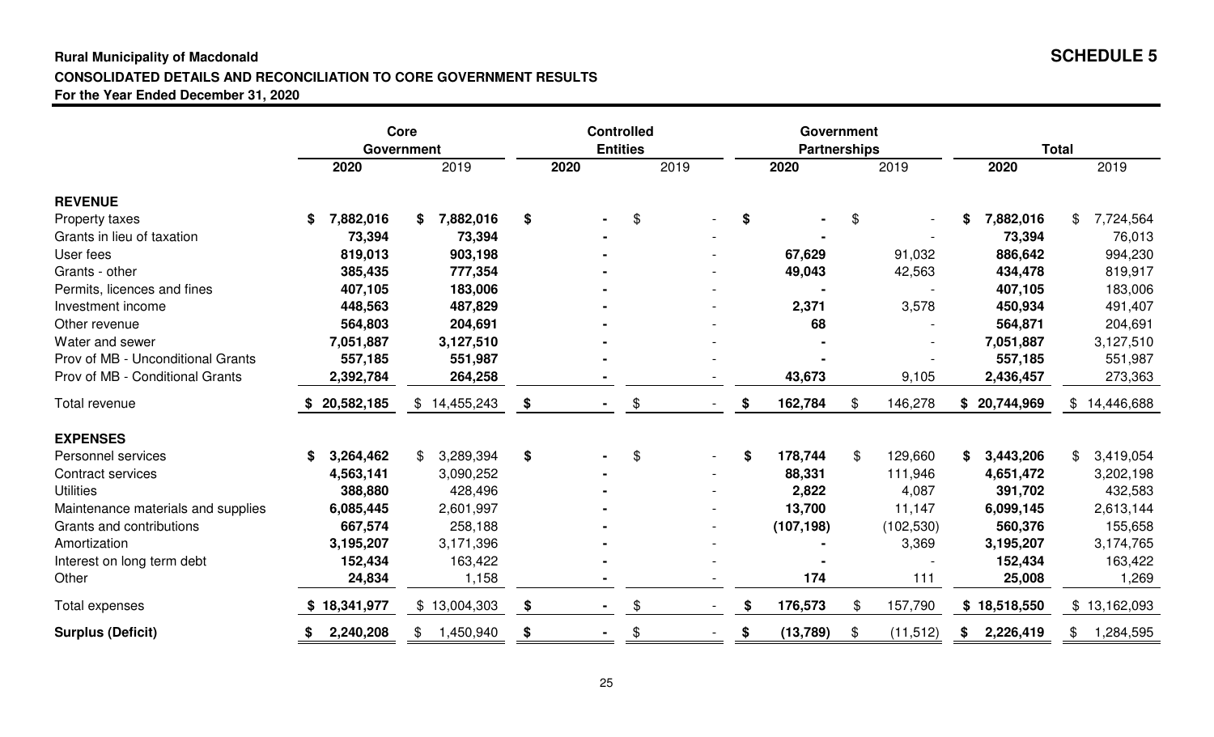**Rural Municipality of Macdonald**

**SCHEDULE 5**

**CONSOLIDATED DETAILS AND RECONCILIATION TO CORE GOVERNMENT RESULTS**

**For the Year Ended December 31, 2020**

| | Core Government | | Controlled Entities | | Government Partnerships | | Total | |
|---|---|---|---|---|---|---|---|---|
| | **2020** | 2019 | **2020** | 2019 | **2020** | 2019 | **2020** | 2019 |
| **REVENUE** | | | | | | | | |
| Property taxes | **$ 7,882,016** | **$ 7,882,016** | **$ -** | $ - | **$ -** | $ - | **$ 7,882,016** | $ 7,724,564 |
| Grants in lieu of taxation | **73,394** | **73,394** | **-** | - | **-** | - | **73,394** | 76,013 |
| User fees | **819,013** | **903,198** | **-** | - | **67,629** | 91,032 | **886,642** | 994,230 |
| Grants - other | **385,435** | **777,354** | **-** | - | **49,043** | 42,563 | **434,478** | 819,917 |
| Permits, licences and fines | **407,105** | **183,006** | **-** | - | **-** | - | **407,105** | 183,006 |
| Investment income | **448,563** | **487,829** | **-** | - | **2,371** | 3,578 | **450,934** | 491,407 |
| Other revenue | **564,803** | **204,691** | **-** | - | **68** | - | **564,871** | 204,691 |
| Water and sewer | **7,051,887** | **3,127,510** | **-** | - | **-** | - | **7,051,887** | 3,127,510 |
| Prov of MB - Unconditional Grants | **557,185** | **551,987** | **-** | - | **-** | - | **557,185** | 551,987 |
| Prov of MB - Conditional Grants | **2,392,784** | **264,258** | **-** | - | **43,673** | 9,105 | **2,436,457** | 273,363 |
| Total revenue | **$ 20,582,185** | $ 14,455,243 | **$ -** | $ - | **$ 162,784** | $ 146,278 | **$ 20,744,969** | $ 14,446,688 |
| **EXPENSES** | | | | | | | | |
| Personnel services | **$ 3,264,462** | $ 3,289,394 | **$ -** | $ - | **$ 178,744** | $ 129,660 | **$ 3,443,206** | $ 3,419,054 |
| Contract services | **4,563,141** | 3,090,252 | **-** | - | **88,331** | 111,946 | **4,651,472** | 3,202,198 |
| Utilities | **388,880** | 428,496 | **-** | - | **2,822** | 4,087 | **391,702** | 432,583 |
| Maintenance materials and supplies | **6,085,445** | 2,601,997 | **-** | - | **13,700** | 11,147 | **6,099,145** | 2,613,144 |
| Grants and contributions | **667,574** | 258,188 | **-** | - | **(107,198)** | (102,530) | **560,376** | 155,658 |
| Amortization | **3,195,207** | 3,171,396 | **-** | - | **-** | 3,369 | **3,195,207** | 3,174,765 |
| Interest on long term debt | **152,434** | 163,422 | **-** | - | **-** | - | **152,434** | 163,422 |
| Other | **24,834** | 1,158 | **-** | - | **174** | 111 | **25,008** | 1,269 |
| Total expenses | **$ 18,341,977** | $ 13,004,303 | **$ -** | $ - | **$ 176,573** | $ 157,790 | **$ 18,518,550** | $ 13,162,093 |
| **Surplus (Deficit)** | **$ 2,240,208** | $ 1,450,940 | **$ -** | $ - | **$ (13,789)** | $ (11,512) | **$ 2,226,419** | $ 1,284,595 |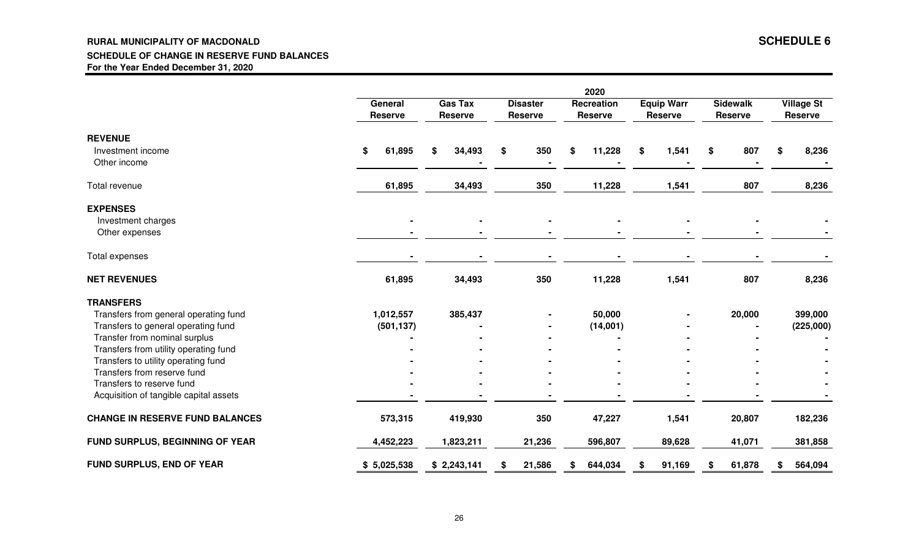**RURAL MUNICIPALITY OF MACDONALD**

**SCHEDULE 6**

**SCHEDULE OF CHANGE IN RESERVE FUND BALANCES**

**For the Year Ended December 31, 2020**

| | 2020 | | | | | | |
|---|---|---|---|---|---|---|---|
| | General Reserve | Gas Tax Reserve | Disaster Reserve | Recreation Reserve | Equip Warr Reserve | Sidewalk Reserve | Village St Reserve |
| **REVENUE** | | | | | | | |
| Investment income | $ 61,895 | $ 34,493 | $ 350 | $ 11,228 | $ 1,541 | $ 807 | $ 8,236 |
| Other income | - | - | - | - | - | - | - |
| Total revenue | 61,895 | 34,493 | 350 | 11,228 | 1,541 | 807 | 8,236 |
| **EXPENSES** | | | | | | | |
| Investment charges | - | - | - | - | - | - | - |
| Other expenses | - | - | - | - | - | - | - |
| Total expenses | - | - | - | - | - | - | - |
| **NET REVENUES** | 61,895 | 34,493 | 350 | 11,228 | 1,541 | 807 | 8,236 |
| **TRANSFERS** | | | | | | | |
| Transfers from general operating fund | 1,012,557 | 385,437 | - | 50,000 | - | 20,000 | 399,000 |
| Transfers to general operating fund | (501,137) | - | - | (14,001) | - | - | (225,000) |
| Transfer from nominal surplus | - | - | - | - | - | - | - |
| Transfers from utility operating fund | - | - | - | - | - | - | - |
| Transfers to utility operating fund | - | - | - | - | - | - | - |
| Transfers from reserve fund | - | - | - | - | - | - | - |
| Transfers to reserve fund | - | - | - | - | - | - | - |
| Acquisition of tangible capital assets | - | - | - | - | - | - | - |
| **CHANGE IN RESERVE FUND BALANCES** | 573,315 | 419,930 | 350 | 47,227 | 1,541 | 20,807 | 182,236 |
| **FUND SURPLUS, BEGINNING OF YEAR** | 4,452,223 | 1,823,211 | 21,236 | 596,807 | 89,628 | 41,071 | 381,858 |
| **FUND SURPLUS, END OF YEAR** | $ 5,025,538 | $ 2,243,141 | $ 21,586 | $ 644,034 | $ 91,169 | $ 61,878 | $ 564,094 |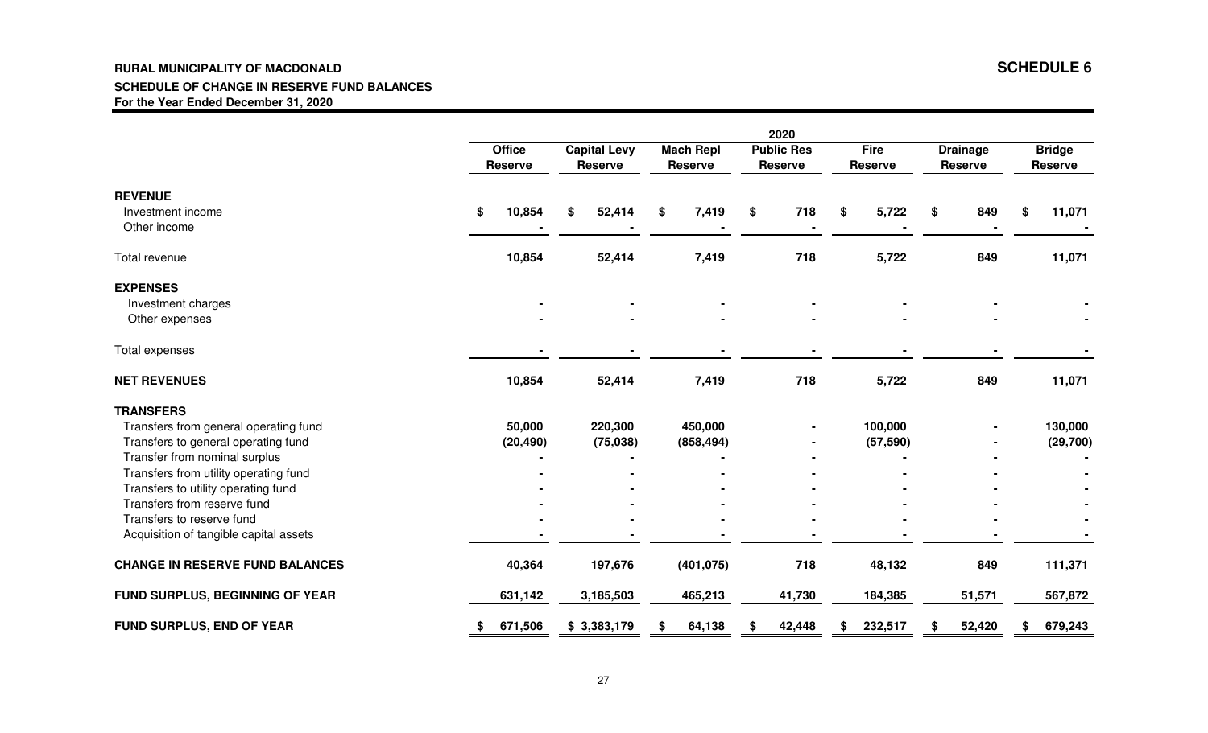**RURAL MUNICIPALITY OF MACDONALD**

**SCHEDULE 6**

**SCHEDULE OF CHANGE IN RESERVE FUND BALANCES**

**For the Year Ended December 31, 2020**

| | 2020 | | | | | | |
|---|---|---|---|---|---|---|---|
| | **Office Reserve** | **Capital Levy Reserve** | **Mach Repl Reserve** | **Public Res Reserve** | **Fire Reserve** | **Drainage Reserve** | **Bridge Reserve** |
| **REVENUE** | | | | | | | |
| Investment income | $ 10,854 | $ 52,414 | $ 7,419 | $ 718 | $ 5,722 | $ 849 | $ 11,071 |
| Other income | - | - | - | - | - | - | - |
| Total revenue | 10,854 | 52,414 | 7,419 | 718 | 5,722 | 849 | 11,071 |
| **EXPENSES** | | | | | | | |
| Investment charges | - | - | - | - | - | - | - |
| Other expenses | - | - | - | - | - | - | - |
| Total expenses | - | - | - | - | - | - | - |
| **NET REVENUES** | 10,854 | 52,414 | 7,419 | 718 | 5,722 | 849 | 11,071 |
| **TRANSFERS** | | | | | | | |
| Transfers from general operating fund | 50,000 | 220,300 | 450,000 | - | 100,000 | - | 130,000 |
| Transfers to general operating fund | (20,490) | (75,038) | (858,494) | - | (57,590) | - | (29,700) |
| Transfer from nominal surplus | - | - | - | - | - | - | - |
| Transfers from utility operating fund | - | - | - | - | - | - | - |
| Transfers to utility operating fund | - | - | - | - | - | - | - |
| Transfers from reserve fund | - | - | - | - | - | - | - |
| Transfers to reserve fund | - | - | - | - | - | - | - |
| Acquisition of tangible capital assets | - | - | - | - | - | - | - |
| **CHANGE IN RESERVE FUND BALANCES** | 40,364 | 197,676 | (401,075) | 718 | 48,132 | 849 | 111,371 |
| **FUND SURPLUS, BEGINNING OF YEAR** | 631,142 | 3,185,503 | 465,213 | 41,730 | 184,385 | 51,571 | 567,872 |
| **FUND SURPLUS, END OF YEAR** | $ 671,506 | $ 3,383,179 | $ 64,138 | $ 42,448 | $ 232,517 | $ 52,420 | $ 679,243 |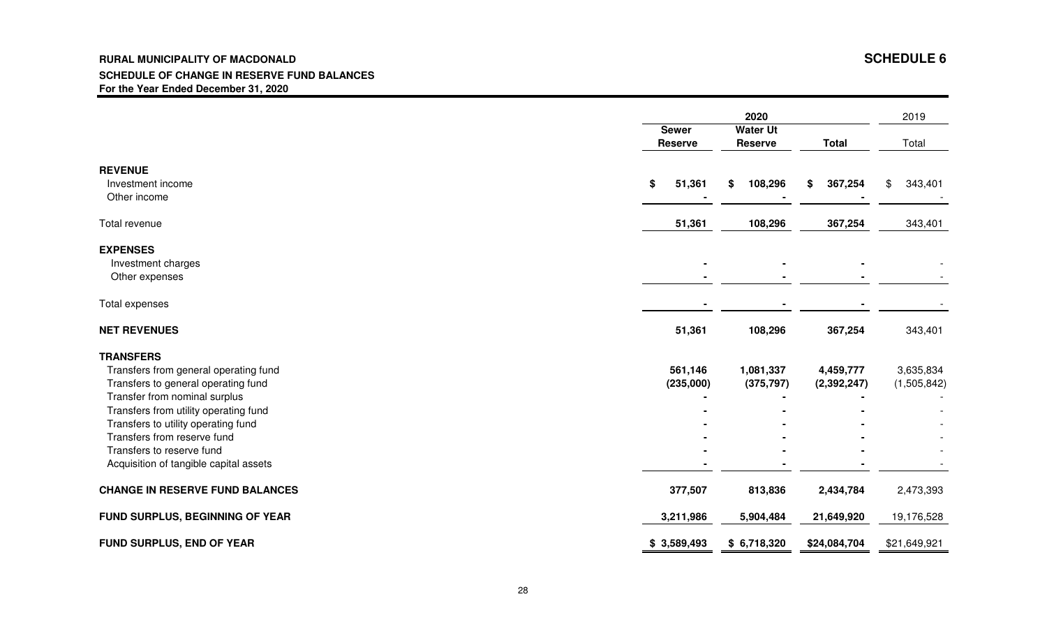**RURAL MUNICIPALITY OF MACDONALD**

**SCHEDULE OF CHANGE IN RESERVE FUND BALANCES**

**For the Year Ended December 31, 2020**

**SCHEDULE 6**

| | 2020 | | | 2019 |
|---|---|---|---|---|
| | **Sewer Reserve** | **Water Ut Reserve** | **Total** | Total |
| **REVENUE** | | | | |
| Investment income | $ 51,361 | $ 108,296 | $ 367,254 | $ 343,401 |
| Other income | - | - | - | - |
| Total revenue | 51,361 | 108,296 | 367,254 | 343,401 |
| **EXPENSES** | | | | |
| Investment charges | - | - | - | - |
| Other expenses | - | - | - | - |
| Total expenses | - | - | - | - |
| **NET REVENUES** | 51,361 | 108,296 | 367,254 | 343,401 |
| **TRANSFERS** | | | | |
| Transfers from general operating fund | 561,146 | 1,081,337 | 4,459,777 | 3,635,834 |
| Transfers to general operating fund | (235,000) | (375,797) | (2,392,247) | (1,505,842) |
| Transfer from nominal surplus | - | - | - | - |
| Transfers from utility operating fund | - | - | - | - |
| Transfers to utility operating fund | - | - | - | - |
| Transfers from reserve fund | - | - | - | - |
| Transfers to reserve fund | - | - | - | - |
| Acquisition of tangible capital assets | - | - | - | - |
| **CHANGE IN RESERVE FUND BALANCES** | 377,507 | 813,836 | 2,434,784 | 2,473,393 |
| **FUND SURPLUS, BEGINNING OF YEAR** | 3,211,986 | 5,904,484 | 21,649,920 | 19,176,528 |
| **FUND SURPLUS, END OF YEAR** | $ 3,589,493 | $ 6,718,320 | $24,084,704 | $21,649,921 |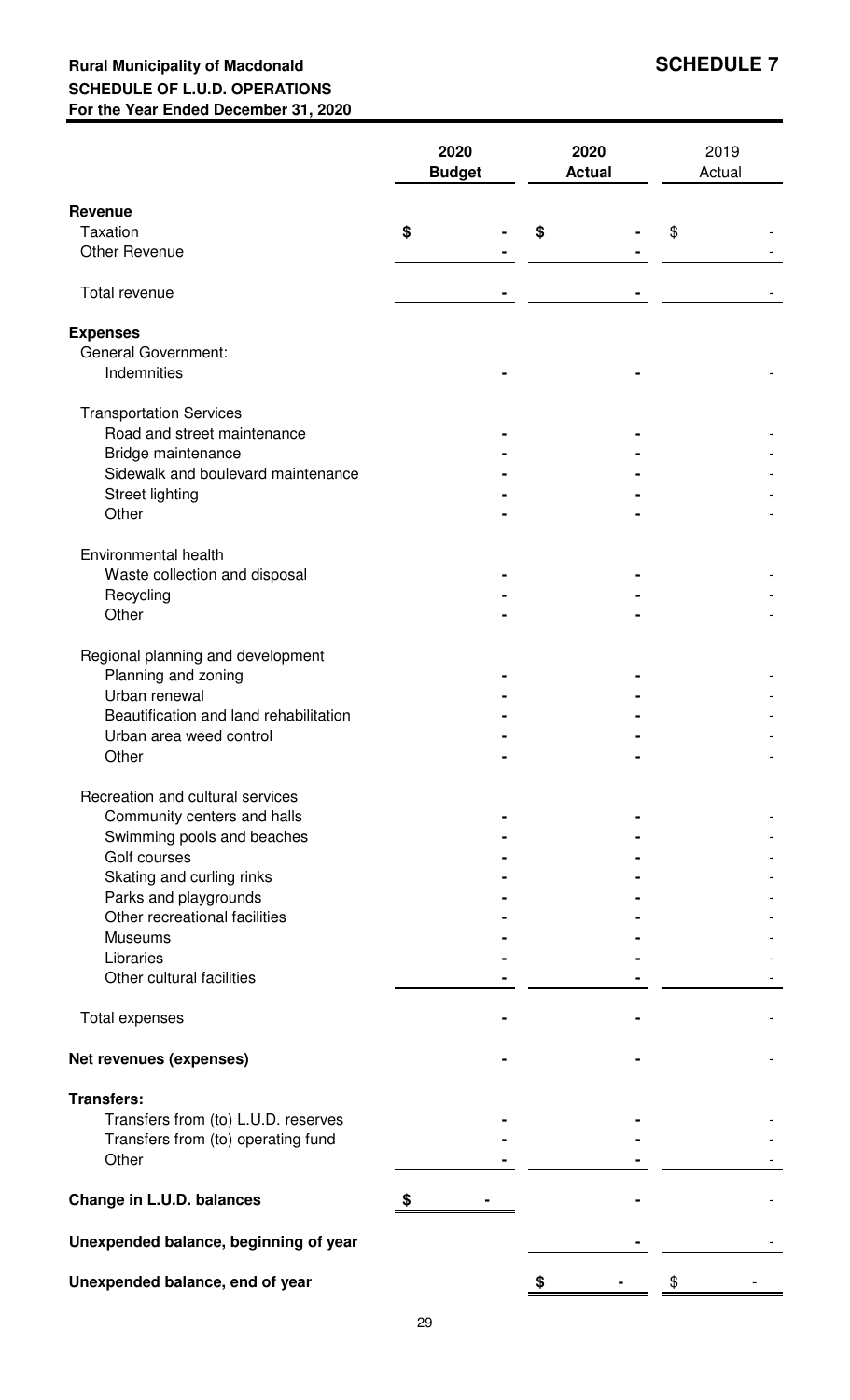**Rural Municipality of Macdonald**
**SCHEDULE OF L.U.D. OPERATIONS**
**For the Year Ended December 31, 2020**

# SCHEDULE 7

| | 2020 Budget | 2020 Actual | 2019 Actual |
|---|---|---|---|
| **Revenue** | | | |
| Taxation | $ - | $ - | $ - |
| Other Revenue | - | - | - |
| Total revenue | - | - | - |
| **Expenses** | | | |
| General Government: | | | |
| Indemnities | - | - | - |
| Transportation Services | | | |
| Road and street maintenance | - | - | - |
| Bridge maintenance | - | - | - |
| Sidewalk and boulevard maintenance | - | - | - |
| Street lighting | - | - | - |
| Other | - | - | - |
| Environmental health | | | |
| Waste collection and disposal | - | - | - |
| Recycling | - | - | - |
| Other | - | - | - |
| Regional planning and development | | | |
| Planning and zoning | - | - | - |
| Urban renewal | - | - | - |
| Beautification and land rehabilitation | - | - | - |
| Urban area weed control | - | - | - |
| Other | - | - | - |
| Recreation and cultural services | | | |
| Community centers and halls | - | - | - |
| Swimming pools and beaches | - | - | - |
| Golf courses | - | - | - |
| Skating and curling rinks | - | - | - |
| Parks and playgrounds | - | - | - |
| Other recreational facilities | - | - | - |
| Museums | - | - | - |
| Libraries | - | - | - |
| Other cultural facilities | - | - | - |
| Total expenses | - | - | - |
| **Net revenues (expenses)** | - | - | - |
| **Transfers:** | | | |
| Transfers from (to) L.U.D. reserves | - | - | - |
| Transfers from (to) operating fund | - | - | - |
| Other | - | - | - |
| **Change in L.U.D. balances** | $ - | - | - |
| **Unexpended balance, beginning of year** | | - | - |
| **Unexpended balance, end of year** | | $ - | $ - |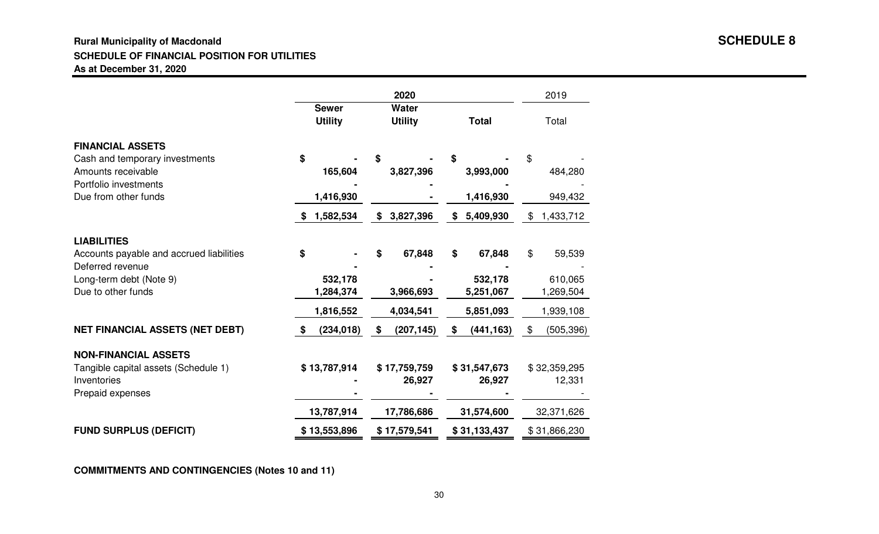**Rural Municipality of Macdonald**

**SCHEDULE 8**

**SCHEDULE OF FINANCIAL POSITION FOR UTILITIES**

**As at December 31, 2020**

| | 2020 | | | 2019 |
|---|---|---|---|---|
| | **Sewer Utility** | **Water Utility** | **Total** | Total |
| **FINANCIAL ASSETS** | | | | |
| Cash and temporary investments | $ - | $ - | $ - | $ - |
| Amounts receivable | 165,604 | 3,827,396 | 3,993,000 | 484,280 |
| Portfolio investments | - | - | - | - |
| Due from other funds | 1,416,930 | - | 1,416,930 | 949,432 |
| | $ 1,582,534 | $ 3,827,396 | $ 5,409,930 | $ 1,433,712 |
| **LIABILITIES** | | | | |
| Accounts payable and accrued liabilities | $ - | $ 67,848 | $ 67,848 | $ 59,539 |
| Deferred revenue | - | - | - | - |
| Long-term debt (Note 9) | 532,178 | - | 532,178 | 610,065 |
| Due to other funds | 1,284,374 | 3,966,693 | 5,251,067 | 1,269,504 |
| | 1,816,552 | 4,034,541 | 5,851,093 | 1,939,108 |
| **NET FINANCIAL ASSETS (NET DEBT)** | $ (234,018) | $ (207,145) | $ (441,163) | $ (505,396) |
| **NON-FINANCIAL ASSETS** | | | | |
| Tangible capital assets (Schedule 1) | $ 13,787,914 | $ 17,759,759 | $ 31,547,673 | $ 32,359,295 |
| Inventories | - | 26,927 | 26,927 | 12,331 |
| Prepaid expenses | - | - | - | - |
| | 13,787,914 | 17,786,686 | 31,574,600 | 32,371,626 |
| **FUND SURPLUS (DEFICIT)** | $ 13,553,896 | $ 17,579,541 | $ 31,133,437 | $ 31,866,230 |

**COMMITMENTS AND CONTINGENCIES (Notes 10 and 11)**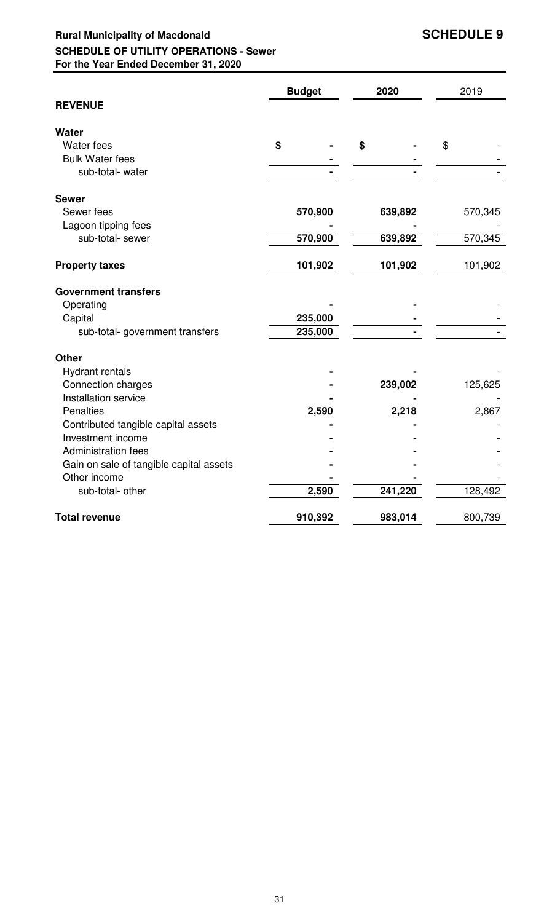**Rural Municipality of Macdonald** **SCHEDULE 9**

**SCHEDULE OF UTILITY OPERATIONS - Sewer**

**For the Year Ended December 31, 2020**

| | Budget | 2020 | 2019 |
|---|---|---|---|
| **REVENUE** | | | |
| **Water** | | | |
| Water fees | $ - | $ - | $ - |
| Bulk Water fees | - | - | - |
| sub-total- water | - | - | - |
| **Sewer** | | | |
| Sewer fees | 570,900 | 639,892 | 570,345 |
| Lagoon tipping fees | - | - | - |
| sub-total- sewer | 570,900 | 639,892 | 570,345 |
| **Property taxes** | 101,902 | 101,902 | 101,902 |
| **Government transfers** | | | |
| Operating | - | - | - |
| Capital | 235,000 | - | - |
| sub-total- government transfers | 235,000 | - | - |
| **Other** | | | |
| Hydrant rentals | - | - | - |
| Connection charges | - | 239,002 | 125,625 |
| Installation service | - | - | - |
| Penalties | 2,590 | 2,218 | 2,867 |
| Contributed tangible capital assets | - | - | - |
| Investment income | - | - | - |
| Administration fees | - | - | - |
| Gain on sale of tangible capital assets | - | - | - |
| Other income | - | - | - |
| sub-total- other | 2,590 | 241,220 | 128,492 |
| **Total revenue** | 910,392 | 983,014 | 800,739 |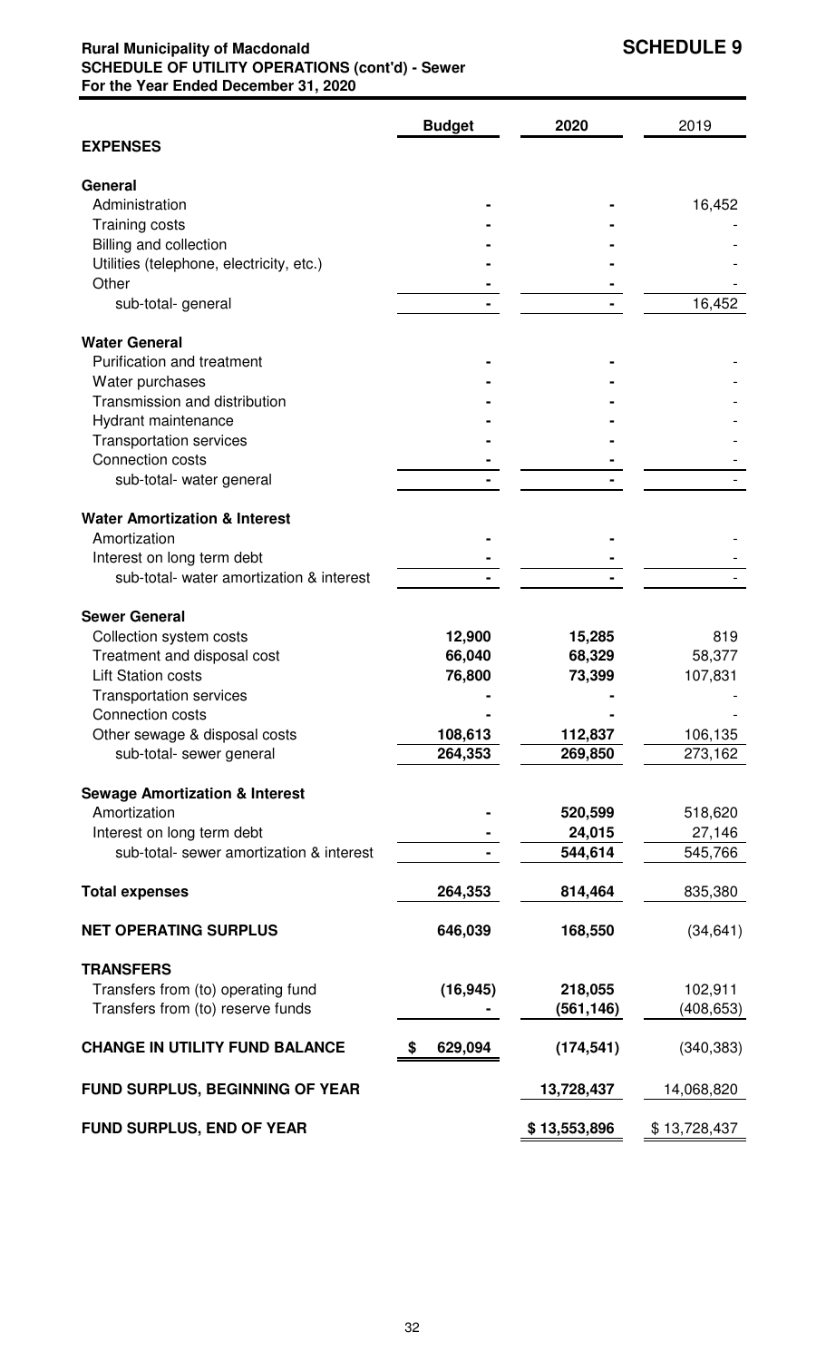**Rural Municipality of Macdonald**
**SCHEDULE OF UTILITY OPERATIONS (cont'd) - Sewer**
**For the Year Ended December 31, 2020**

**SCHEDULE 9**

| | Budget | 2020 | 2019 |
|---|---|---|---|
| **EXPENSES** | | | |
| **General** | | | |
| Administration | - | - | 16,452 |
| Training costs | - | - | - |
| Billing and collection | - | - | - |
| Utilities (telephone, electricity, etc.) | - | - | - |
| Other | - | - | - |
| sub-total- general | - | - | 16,452 |
| **Water General** | | | |
| Purification and treatment | - | - | - |
| Water purchases | - | - | - |
| Transmission and distribution | - | - | - |
| Hydrant maintenance | - | - | - |
| Transportation services | - | - | - |
| Connection costs | - | - | - |
| sub-total- water general | - | - | - |
| **Water Amortization & Interest** | | | |
| Amortization | - | - | - |
| Interest on long term debt | - | - | - |
| sub-total- water amortization & interest | - | - | - |
| **Sewer General** | | | |
| Collection system costs | 12,900 | 15,285 | 819 |
| Treatment and disposal cost | 66,040 | 68,329 | 58,377 |
| Lift Station costs | 76,800 | 73,399 | 107,831 |
| Transportation services | - | - | - |
| Connection costs | - | - | - |
| Other sewage & disposal costs | 108,613 | 112,837 | 106,135 |
| sub-total- sewer general | 264,353 | 269,850 | 273,162 |
| **Sewage Amortization & Interest** | | | |
| Amortization | - | 520,599 | 518,620 |
| Interest on long term debt | - | 24,015 | 27,146 |
| sub-total- sewer amortization & interest | - | 544,614 | 545,766 |
| **Total expenses** | 264,353 | 814,464 | 835,380 |
| **NET OPERATING SURPLUS** | 646,039 | 168,550 | (34,641) |
| **TRANSFERS** | | | |
| Transfers from (to) operating fund | (16,945) | 218,055 | 102,911 |
| Transfers from (to) reserve funds | - | (561,146) | (408,653) |
| **CHANGE IN UTILITY FUND BALANCE** | $ 629,094 | (174,541) | (340,383) |
| **FUND SURPLUS, BEGINNING OF YEAR** | | 13,728,437 | 14,068,820 |
| **FUND SURPLUS, END OF YEAR** | | $ 13,553,896 | $ 13,728,437 |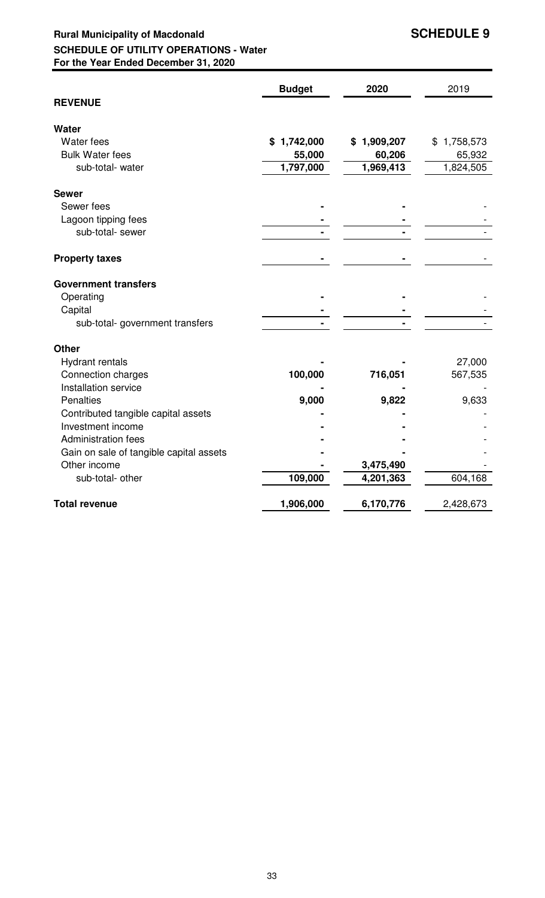**Rural Municipality of Macdonald** **SCHEDULE 9**

**SCHEDULE OF UTILITY OPERATIONS - Water**

**For the Year Ended December 31, 2020**

| | Budget | 2020 | 2019 |
|---|---|---|---|
| **REVENUE** | | | |
| **Water** | | | |
| Water fees | $ 1,742,000 | $ 1,909,207 | $ 1,758,573 |
| Bulk Water fees | 55,000 | 60,206 | 65,932 |
| sub-total- water | 1,797,000 | 1,969,413 | 1,824,505 |
| **Sewer** | | | |
| Sewer fees | - | - | - |
| Lagoon tipping fees | - | - | - |
| sub-total- sewer | - | - | - |
| **Property taxes** | - | - | - |
| **Government transfers** | | | |
| Operating | - | - | - |
| Capital | - | - | - |
| sub-total- government transfers | - | - | - |
| **Other** | | | |
| Hydrant rentals | - | - | 27,000 |
| Connection charges | 100,000 | 716,051 | 567,535 |
| Installation service | - | - | - |
| Penalties | 9,000 | 9,822 | 9,633 |
| Contributed tangible capital assets | - | - | - |
| Investment income | - | - | - |
| Administration fees | - | - | - |
| Gain on sale of tangible capital assets | - | - | - |
| Other income | - | 3,475,490 | - |
| sub-total- other | 109,000 | 4,201,363 | 604,168 |
| **Total revenue** | 1,906,000 | 6,170,776 | 2,428,673 |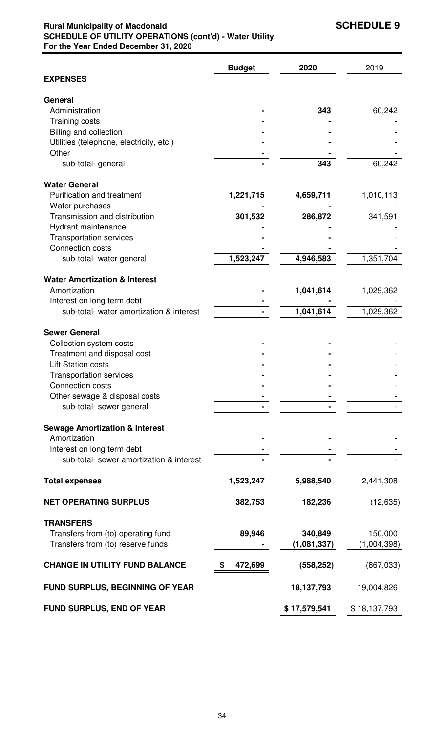**Rural Municipality of Macdonald** **SCHEDULE 9**
**SCHEDULE OF UTILITY OPERATIONS (cont'd) - Water Utility**
**For the Year Ended December 31, 2020**

| | Budget | 2020 | 2019 |
|---|---|---|---|
| **EXPENSES** | | | |
| **General** | | | |
| Administration | - | 343 | 60,242 |
| Training costs | - | - | - |
| Billing and collection | - | - | - |
| Utilities (telephone, electricity, etc.) | - | - | - |
| Other | - | - | - |
| sub-total- general | - | 343 | 60,242 |
| **Water General** | | | |
| Purification and treatment | 1,221,715 | 4,659,711 | 1,010,113 |
| Water purchases | - | - | - |
| Transmission and distribution | 301,532 | 286,872 | 341,591 |
| Hydrant maintenance | - | - | - |
| Transportation services | - | - | - |
| Connection costs | - | - | - |
| sub-total- water general | 1,523,247 | 4,946,583 | 1,351,704 |
| **Water Amortization & Interest** | | | |
| Amortization | - | 1,041,614 | 1,029,362 |
| Interest on long term debt | - | - | - |
| sub-total- water amortization & interest | - | 1,041,614 | 1,029,362 |
| **Sewer General** | | | |
| Collection system costs | - | - | - |
| Treatment and disposal cost | - | - | - |
| Lift Station costs | - | - | - |
| Transportation services | - | - | - |
| Connection costs | - | - | - |
| Other sewage & disposal costs | - | - | - |
| sub-total- sewer general | - | - | - |
| **Sewage Amortization & Interest** | | | |
| Amortization | - | - | - |
| Interest on long term debt | - | - | - |
| sub-total- sewer amortization & interest | - | - | - |
| **Total expenses** | 1,523,247 | 5,988,540 | 2,441,308 |
| **NET OPERATING SURPLUS** | 382,753 | 182,236 | (12,635) |
| **TRANSFERS** | | | |
| Transfers from (to) operating fund | 89,946 | 340,849 | 150,000 |
| Transfers from (to) reserve funds | - | (1,081,337) | (1,004,398) |
| **CHANGE IN UTILITY FUND BALANCE** | $ 472,699 | (558,252) | (867,033) |
| **FUND SURPLUS, BEGINNING OF YEAR** | | 18,137,793 | 19,004,826 |
| **FUND SURPLUS, END OF YEAR** | | $ 17,579,541 | $ 18,137,793 |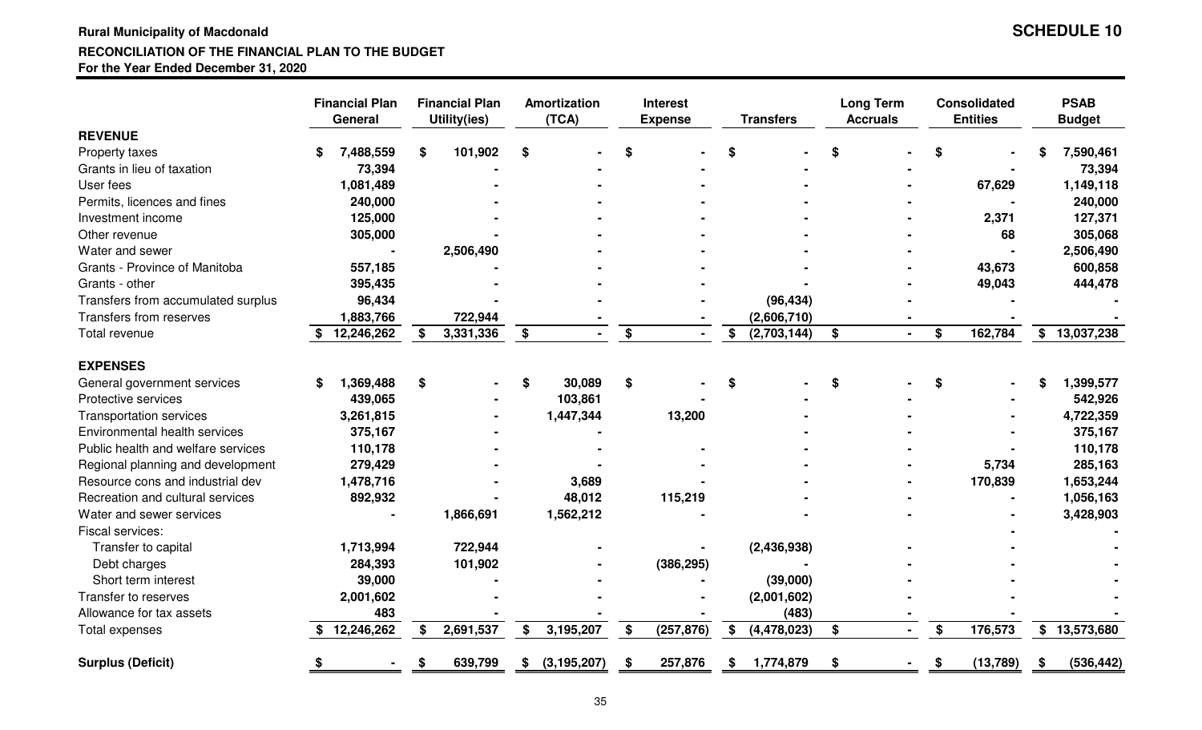**Rural Municipality of Macdonald**

**SCHEDULE 10**

**RECONCILIATION OF THE FINANCIAL PLAN TO THE BUDGET**
**For the Year Ended December 31, 2020**

| | Financial Plan General | Financial Plan Utility(ies) | Amortization (TCA) | Interest Expense | Transfers | Long Term Accruals | Consolidated Entities | PSAB Budget |
|---|---|---|---|---|---|---|---|---|
| **REVENUE** | | | | | | | | |
| Property taxes | $ 7,488,559 | $ 101,902 | $ - | $ - | $ - | $ - | $ - | $ 7,590,461 |
| Grants in lieu of taxation | 73,394 | - | - | - | - | - | - | 73,394 |
| User fees | 1,081,489 | - | - | - | - | - | 67,629 | 1,149,118 |
| Permits, licences and fines | 240,000 | - | - | - | - | - | - | 240,000 |
| Investment income | 125,000 | - | - | - | - | - | 2,371 | 127,371 |
| Other revenue | 305,000 | - | - | - | - | - | 68 | 305,068 |
| Water and sewer | - | 2,506,490 | - | - | - | - | - | 2,506,490 |
| Grants - Province of Manitoba | 557,185 | - | - | - | - | - | 43,673 | 600,858 |
| Grants - other | 395,435 | - | - | - | - | - | 49,043 | 444,478 |
| Transfers from accumulated surplus | 96,434 | | - | - | (96,434) | - | - | - |
| Transfers from reserves | 1,883,766 | 722,944 | - | - | (2,606,710) | - | - | - |
| Total revenue | $ 12,246,262 | $ 3,331,336 | $ - | $ - | $ (2,703,144) | $ - | $ 162,784 | $ 13,037,238 |
| **EXPENSES** | | | | | | | | |
| General government services | $ 1,369,488 | $ - | $ 30,089 | $ - | $ - | $ - | $ - | $ 1,399,577 |
| Protective services | 439,065 | - | 103,861 | - | - | - | - | 542,926 |
| Transportation services | 3,261,815 | - | 1,447,344 | 13,200 | - | - | - | 4,722,359 |
| Environmental health services | 375,167 | - | - | - | - | - | - | 375,167 |
| Public health and welfare services | 110,178 | - | - | - | - | - | - | 110,178 |
| Regional planning and development | 279,429 | - | - | - | - | - | 5,734 | 285,163 |
| Resource cons and industrial dev | 1,478,716 | - | 3,689 | - | - | - | 170,839 | 1,653,244 |
| Recreation and cultural services | 892,932 | - | 48,012 | 115,219 | - | - | - | 1,056,163 |
| Water and sewer services | - | 1,866,691 | 1,562,212 | - | - | - | - | 3,428,903 |
| Fiscal services: | | | | | | | - | - |
| Transfer to capital | 1,713,994 | 722,944 | - | - | (2,436,938) | - | - | - |
| Debt charges | 284,393 | 101,902 | - | (386,295) | - | - | - | - |
| Short term interest | 39,000 | - | - | - | (39,000) | - | - | - |
| Transfer to reserves | 2,001,602 | - | - | - | (2,001,602) | - | - | - |
| Allowance for tax assets | 483 | | - | - | (483) | - | - | - |
| Total expenses | $ 12,246,262 | $ 2,691,537 | $ 3,195,207 | $ (257,876) | $ (4,478,023) | $ - | $ 176,573 | $ 13,573,680 |
| **Surplus (Deficit)** | $ - | $ 639,799 | $ (3,195,207) | $ 257,876 | $ 1,774,879 | $ - | $ (13,789) | $ (536,442) |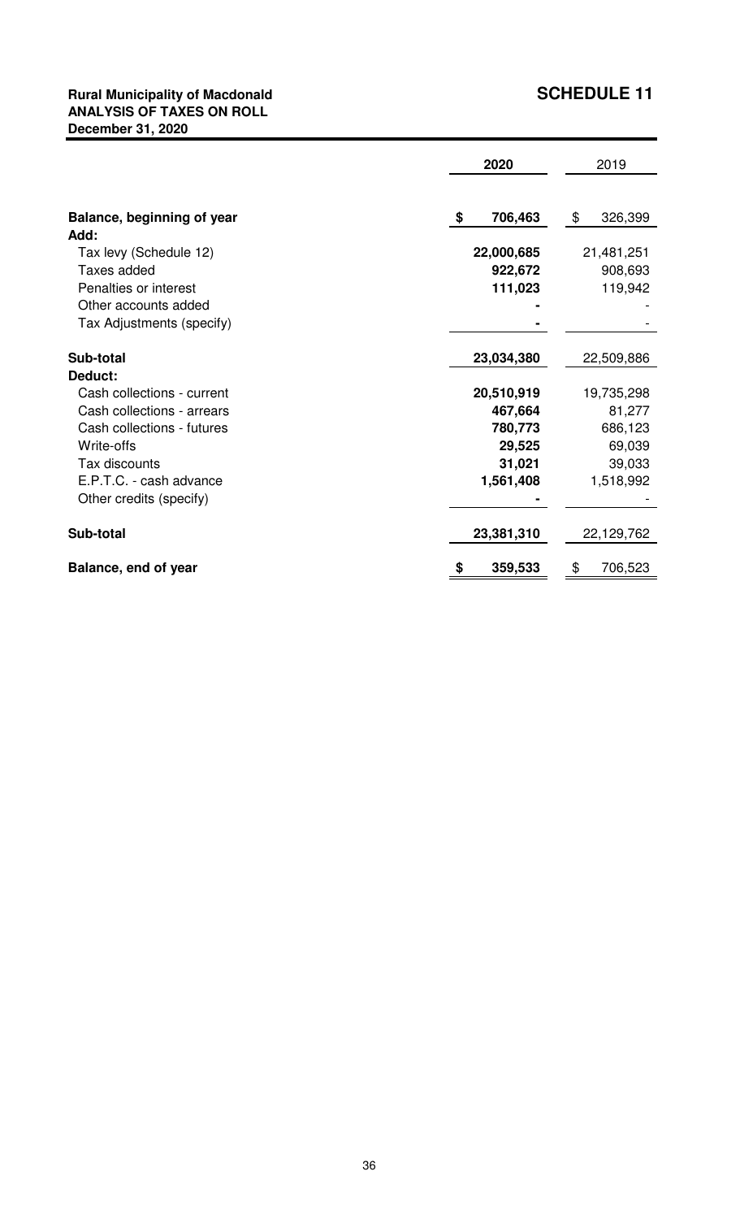**Rural Municipality of Macdonald**
**ANALYSIS OF TAXES ON ROLL**
**December 31, 2020**

# SCHEDULE 11

| | 2020 | 2019 |
|---|---|---|
| **Balance, beginning of year** | **$ 706,463** | $ 326,399 |
| **Add:** | | |
| Tax levy (Schedule 12) | **22,000,685** | 21,481,251 |
| Taxes added | **922,672** | 908,693 |
| Penalties or interest | **111,023** | 119,942 |
| Other accounts added | **-** | - |
| Tax Adjustments (specify) | **-** | - |
| **Sub-total** | **23,034,380** | 22,509,886 |
| **Deduct:** | | |
| Cash collections - current | **20,510,919** | 19,735,298 |
| Cash collections - arrears | **467,664** | 81,277 |
| Cash collections - futures | **780,773** | 686,123 |
| Write-offs | **29,525** | 69,039 |
| Tax discounts | **31,021** | 39,033 |
| E.P.T.C. - cash advance | **1,561,408** | 1,518,992 |
| Other credits (specify) | **-** | - |
| **Sub-total** | **23,381,310** | 22,129,762 |
| **Balance, end of year** | **$ 359,533** | $ 706,523 |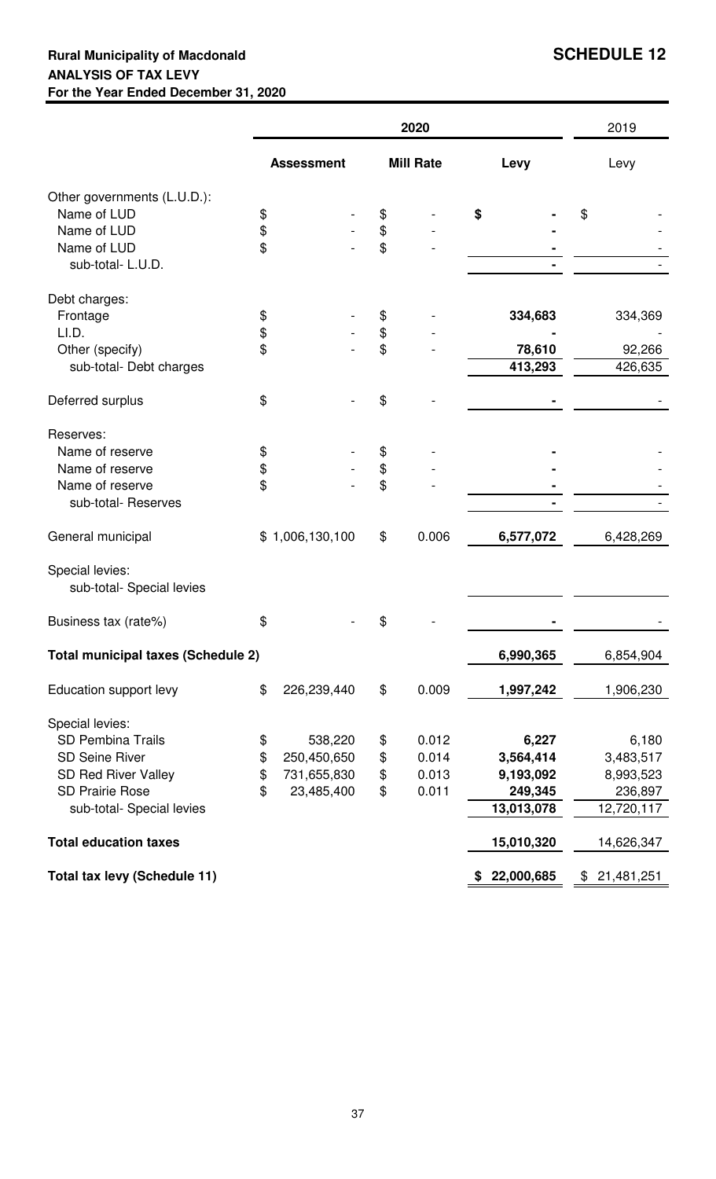**Rural Municipality of Macdonald** **SCHEDULE 12**

**ANALYSIS OF TAX LEVY**

**For the Year Ended December 31, 2020**

| | 2020 | | | 2019 |
|---|---|---|---|---|
| | **Assessment** | **Mill Rate** | **Levy** | Levy |
| Other governments (L.U.D.): | | | | |
| Name of LUD | $ - | $ - | $ - | $ - |
| Name of LUD | $ - | $ - | - | - |
| Name of LUD | $ - | $ - | - | - |
| sub-total- L.U.D. | | | - | - |
| Debt charges: | | | | |
| Frontage | $ - | $ - | 334,683 | 334,369 |
| LI.D. | $ - | $ - | - | - |
| Other (specify) | $ - | $ - | 78,610 | 92,266 |
| sub-total- Debt charges | | | 413,293 | 426,635 |
| Deferred surplus | $ - | $ - | - | - |
| Reserves: | | | | |
| Name of reserve | $ - | $ - | - | - |
| Name of reserve | $ - | $ - | - | - |
| Name of reserve | $ - | $ - | - | - |
| sub-total- Reserves | | | - | - |
| General municipal | $ 1,006,130,100 | $ 0.006 | 6,577,072 | 6,428,269 |
| Special levies: | | | | |
| sub-total- Special levies | | | | |
| Business tax (rate%) | $ - | $ - | - | - |
| **Total municipal taxes (Schedule 2)** | | | 6,990,365 | 6,854,904 |
| Education support levy | $ 226,239,440 | $ 0.009 | 1,997,242 | 1,906,230 |
| Special levies: | | | | |
| SD Pembina Trails | $ 538,220 | $ 0.012 | 6,227 | 6,180 |
| SD Seine River | $ 250,450,650 | $ 0.014 | 3,564,414 | 3,483,517 |
| SD Red River Valley | $ 731,655,830 | $ 0.013 | 9,193,092 | 8,993,523 |
| SD Prairie Rose | $ 23,485,400 | $ 0.011 | 249,345 | 236,897 |
| sub-total- Special levies | | | 13,013,078 | 12,720,117 |
| **Total education taxes** | | | 15,010,320 | 14,626,347 |
| **Total tax levy (Schedule 11)** | | | $ 22,000,685 | $ 21,481,251 |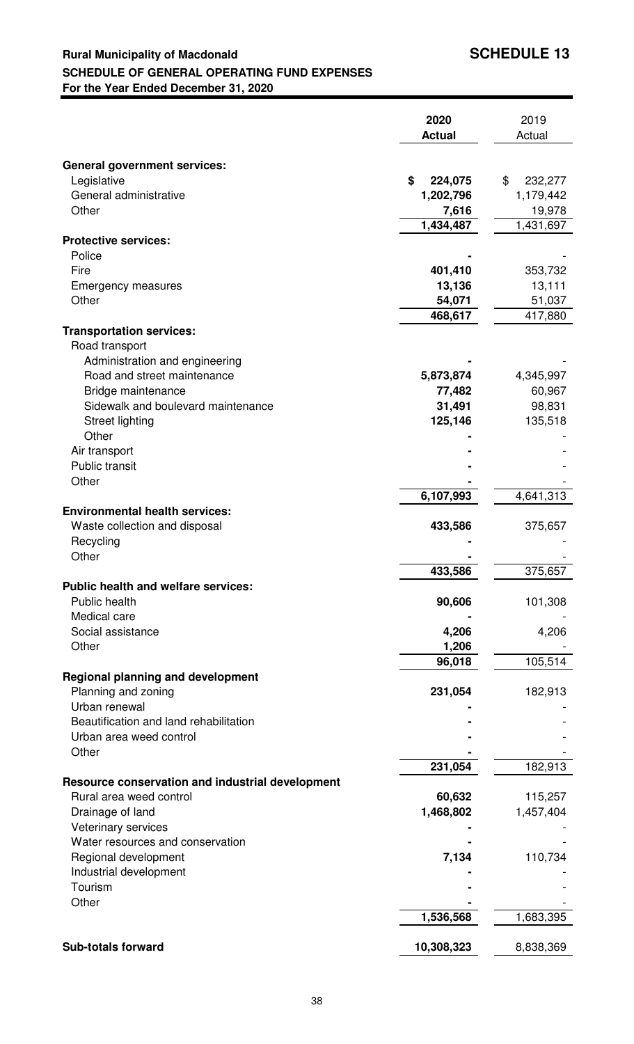**Rural Municipality of Macdonald** **SCHEDULE 13**

**SCHEDULE OF GENERAL OPERATING FUND EXPENSES**

**For the Year Ended December 31, 2020**

| | 2020 Actual | 2019 Actual |
|---|---|---|
| **General government services:** | | |
| Legislative | $ 224,075 | $ 232,277 |
| General administrative | 1,202,796 | 1,179,442 |
| Other | 7,616 | 19,978 |
| | 1,434,487 | 1,431,697 |
| **Protective services:** | | |
| Police | - | - |
| Fire | 401,410 | 353,732 |
| Emergency measures | 13,136 | 13,111 |
| Other | 54,071 | 51,037 |
| | 468,617 | 417,880 |
| **Transportation services:** | | |
| Road transport | | |
| Administration and engineering | - | - |
| Road and street maintenance | 5,873,874 | 4,345,997 |
| Bridge maintenance | 77,482 | 60,967 |
| Sidewalk and boulevard maintenance | 31,491 | 98,831 |
| Street lighting | 125,146 | 135,518 |
| Other | - | - |
| Air transport | - | - |
| Public transit | - | - |
| Other | - | - |
| | 6,107,993 | 4,641,313 |
| **Environmental health services:** | | |
| Waste collection and disposal | 433,586 | 375,657 |
| Recycling | - | - |
| Other | - | - |
| | 433,586 | 375,657 |
| **Public health and welfare services:** | | |
| Public health | 90,606 | 101,308 |
| Medical care | - | - |
| Social assistance | 4,206 | 4,206 |
| Other | 1,206 | - |
| | 96,018 | 105,514 |
| **Regional planning and development** | | |
| Planning and zoning | 231,054 | 182,913 |
| Urban renewal | - | - |
| Beautification and land rehabilitation | - | - |
| Urban area weed control | - | - |
| Other | - | - |
| | 231,054 | 182,913 |
| **Resource conservation and industrial development** | | |
| Rural area weed control | 60,632 | 115,257 |
| Drainage of land | 1,468,802 | 1,457,404 |
| Veterinary services | - | - |
| Water resources and conservation | - | - |
| Regional development | 7,134 | 110,734 |
| Industrial development | - | - |
| Tourism | - | - |
| Other | - | - |
| | 1,536,568 | 1,683,395 |
| **Sub-totals forward** | 10,308,323 | 8,838,369 |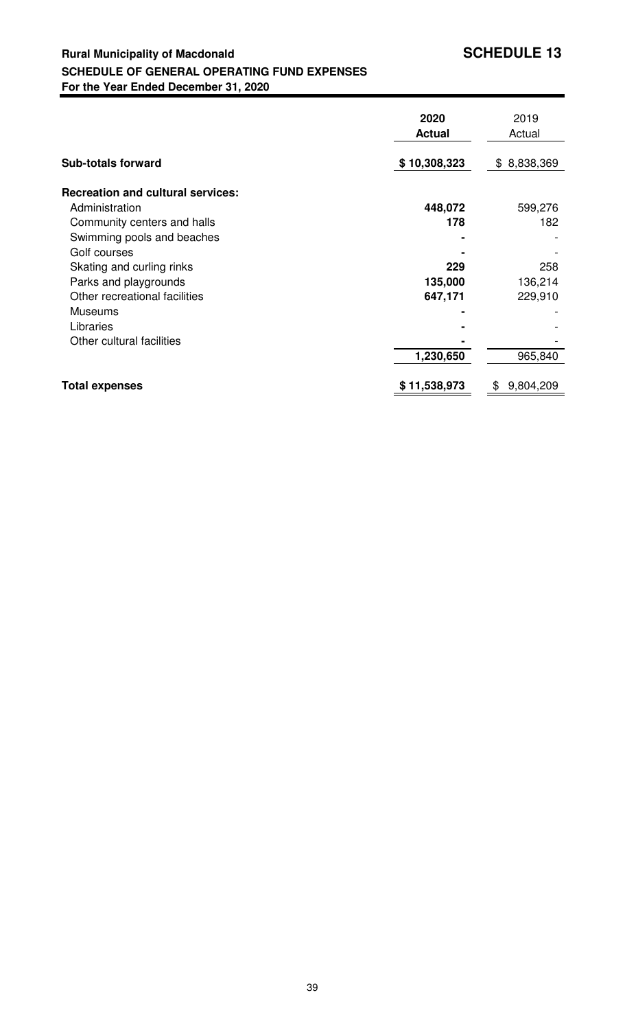**Rural Municipality of Macdonald** **SCHEDULE 13**

**SCHEDULE OF GENERAL OPERATING FUND EXPENSES**

**For the Year Ended December 31, 2020**

| | **2020 Actual** | 2019 Actual |
|---|---|---|
| **Sub-totals forward** | **$ 10,308,323** | $ 8,838,369 |
| **Recreation and cultural services:** | | |
| Administration | **448,072** | 599,276 |
| Community centers and halls | **178** | 182 |
| Swimming pools and beaches | **-** | - |
| Golf courses | **-** | - |
| Skating and curling rinks | **229** | 258 |
| Parks and playgrounds | **135,000** | 136,214 |
| Other recreational facilities | **647,171** | 229,910 |
| Museums | **-** | - |
| Libraries | **-** | - |
| Other cultural facilities | **-** | - |
| | **1,230,650** | 965,840 |
| **Total expenses** | **$ 11,538,973** | $ 9,804,209 |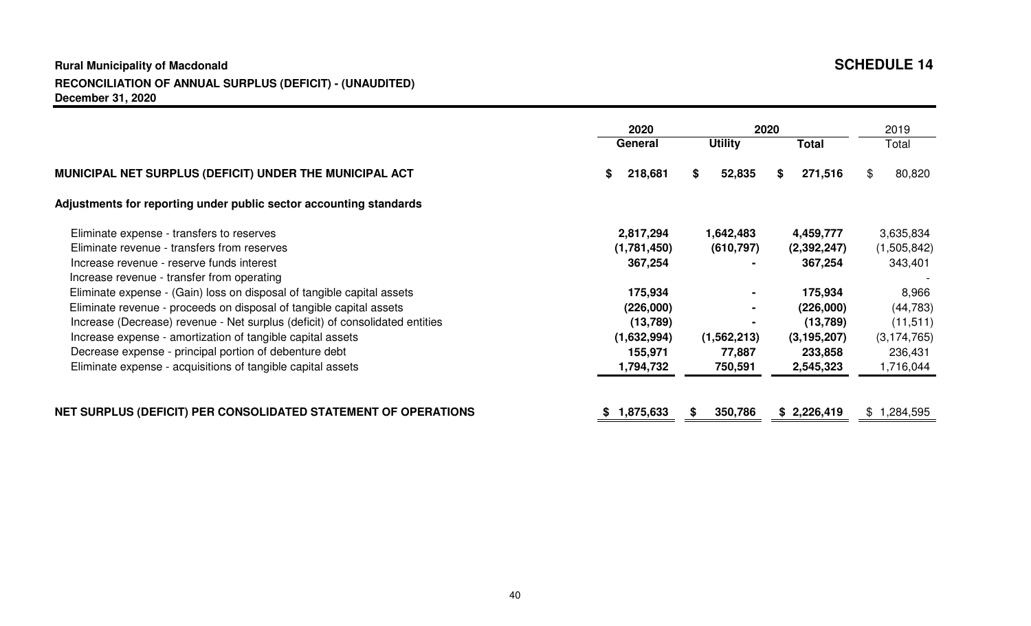**Rural Municipality of Macdonald**

# SCHEDULE 14

**RECONCILIATION OF ANNUAL SURPLUS (DEFICIT) - (UNAUDITED)**
**December 31, 2020**

| | 2020 | 2020 | | 2019 |
|---|---|---|---|---|
| | **General** | **Utility** | **Total** | Total |
| **MUNICIPAL NET SURPLUS (DEFICIT) UNDER THE MUNICIPAL ACT** | **$ 218,681** | **$ 52,835** | **$ 271,516** | $ 80,820 |
| **Adjustments for reporting under public sector accounting standards** | | | | |
| Eliminate expense - transfers to reserves | **2,817,294** | **1,642,483** | **4,459,777** | 3,635,834 |
| Eliminate revenue - transfers from reserves | **(1,781,450)** | **(610,797)** | **(2,392,247)** | (1,505,842) |
| Increase revenue - reserve funds interest | **367,254** | **-** | **367,254** | 343,401 |
| Increase revenue - transfer from operating | | | | - |
| Eliminate expense - (Gain) loss on disposal of tangible capital assets | **175,934** | **-** | **175,934** | 8,966 |
| Eliminate revenue - proceeds on disposal of tangible capital assets | **(226,000)** | **-** | **(226,000)** | (44,783) |
| Increase (Decrease) revenue - Net surplus (deficit) of consolidated entities | **(13,789)** | **-** | **(13,789)** | (11,511) |
| Increase expense - amortization of tangible capital assets | **(1,632,994)** | **(1,562,213)** | **(3,195,207)** | (3,174,765) |
| Decrease expense - principal portion of debenture debt | **155,971** | **77,887** | **233,858** | 236,431 |
| Eliminate expense - acquisitions of tangible capital assets | **1,794,732** | **750,591** | **2,545,323** | 1,716,044 |
| **NET SURPLUS (DEFICIT) PER CONSOLIDATED STATEMENT OF OPERATIONS** | **$ 1,875,633** | **$ 350,786** | **$ 2,226,419** | $ 1,284,595 |